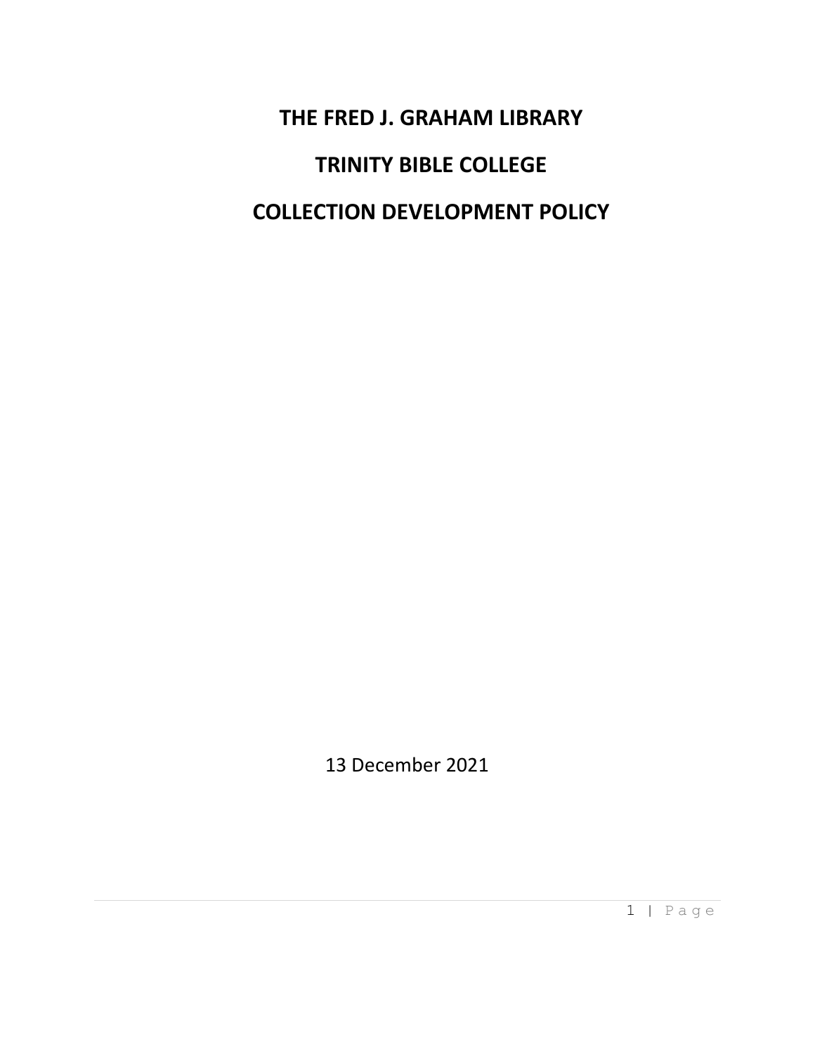# THE FRED J. GRAHAM LIBRARY

# TRINITY BIBLE COLLEGE

# COLLECTION DEVELOPMENT POLICY

13 December 2021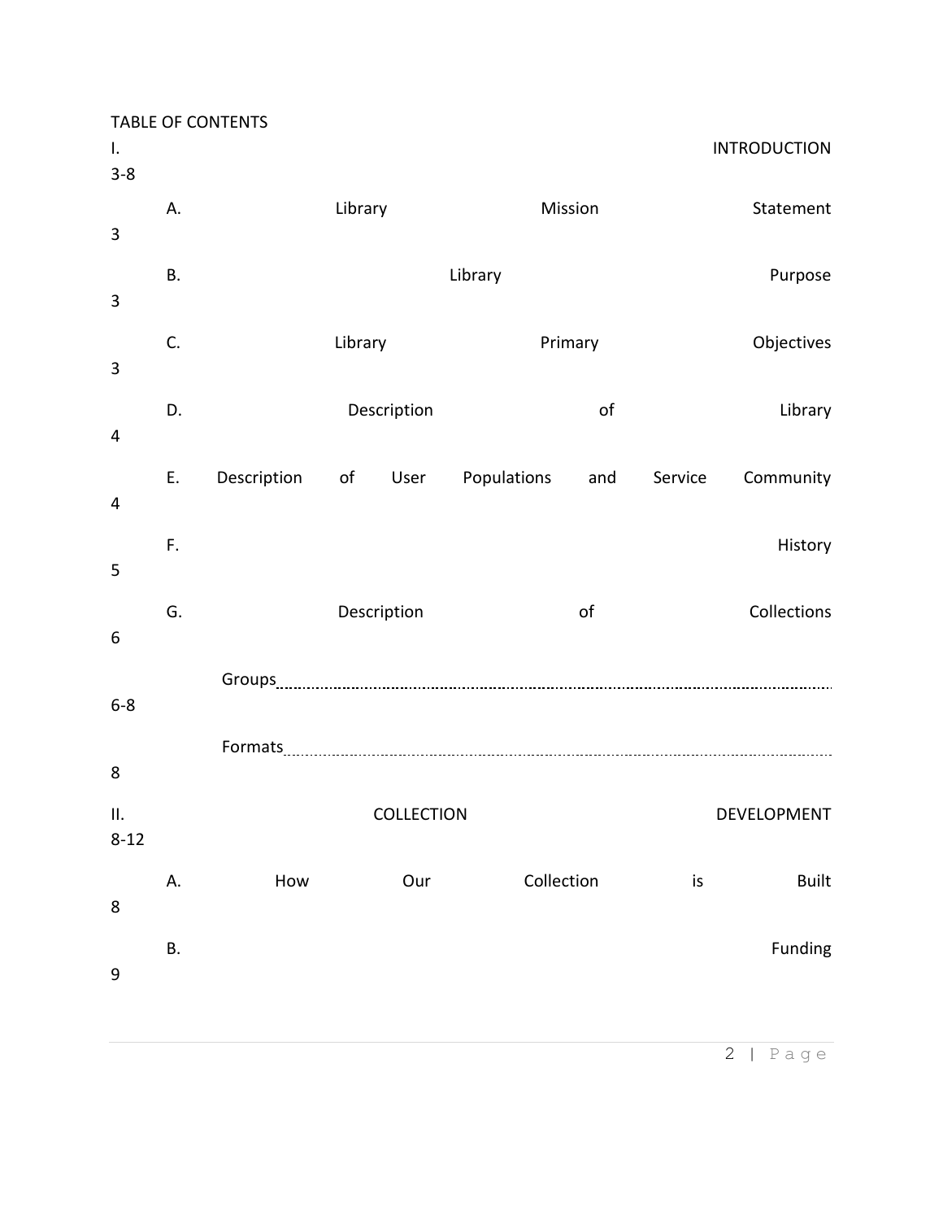TABLE OF CONTENTS

- I. INTRODUCTION 3-8
  - A. Library Mission Statement 3
  - B. Library Purpose 3
  - C. Library Primary Objectives 3
  - D. Description of Library 4
  - E. Description of User Populations and Service Community 4
  - F. History 5
  - G. Description of Collections 6
    - Groups 6-8
    - Formats 8
- II. COLLECTION DEVELOPMENT 8-12
  - A. How Our Collection is Built 8
  - B. Funding 9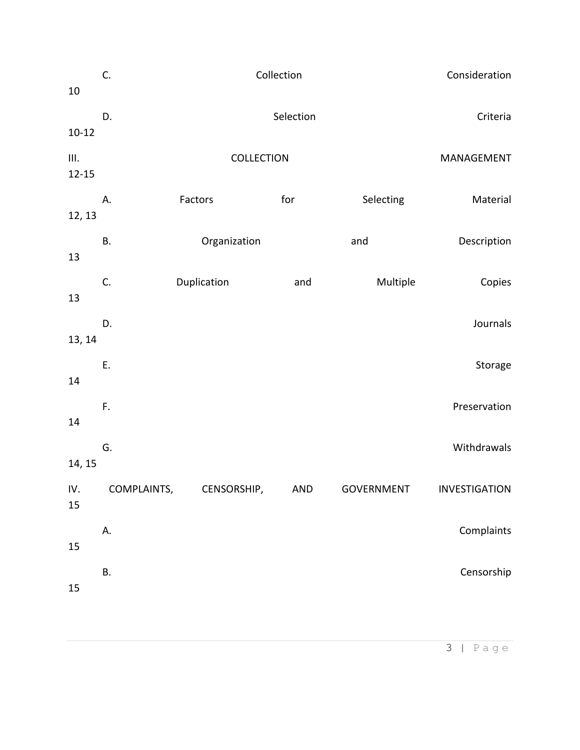C. Collection Consideration 10

D. Selection Criteria 10-12

III. COLLECTION MANAGEMENT 12-15

A. Factors for Selecting Material 12, 13

B. Organization and Description 13

C. Duplication and Multiple Copies 13

D. Journals 13, 14

E. Storage 14

F. Preservation 14

G. Withdrawals 14, 15

IV. COMPLAINTS, CENSORSHIP, AND GOVERNMENT INVESTIGATION 15

A. Complaints 15

B. Censorship 15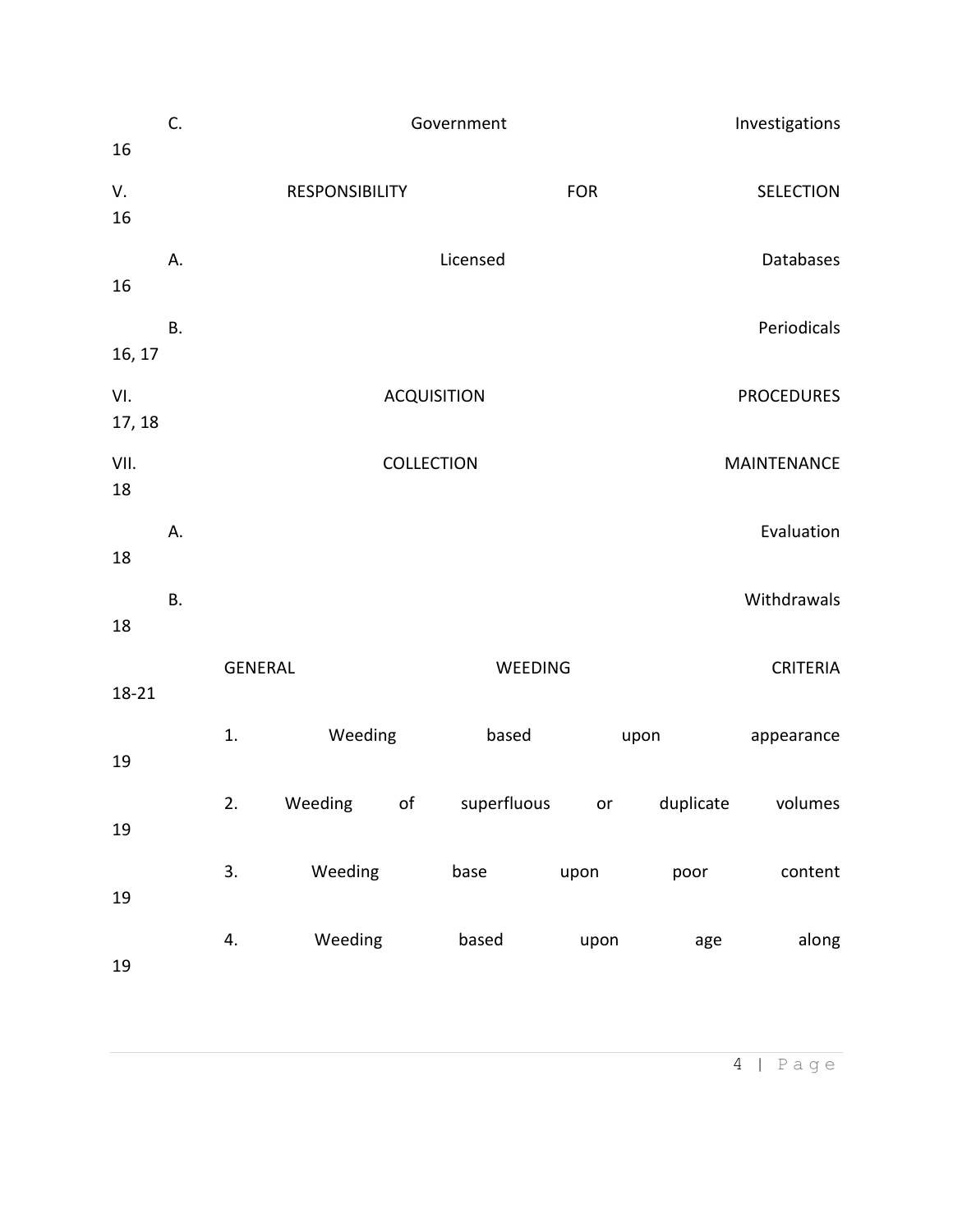C. Government Investigations 16

V. RESPONSIBILITY FOR SELECTION 16

A. Licensed Databases 16

B. Periodicals 16, 17

VI. ACQUISITION PROCEDURES 17, 18

VII. COLLECTION MAINTENANCE 18

A. Evaluation 18

B. Withdrawals 18

GENERAL WEEDING CRITERIA 18-21

1. Weeding based upon appearance 19

2. Weeding of superfluous or duplicate volumes 19

3. Weeding base upon poor content 19

4. Weeding based upon age along 19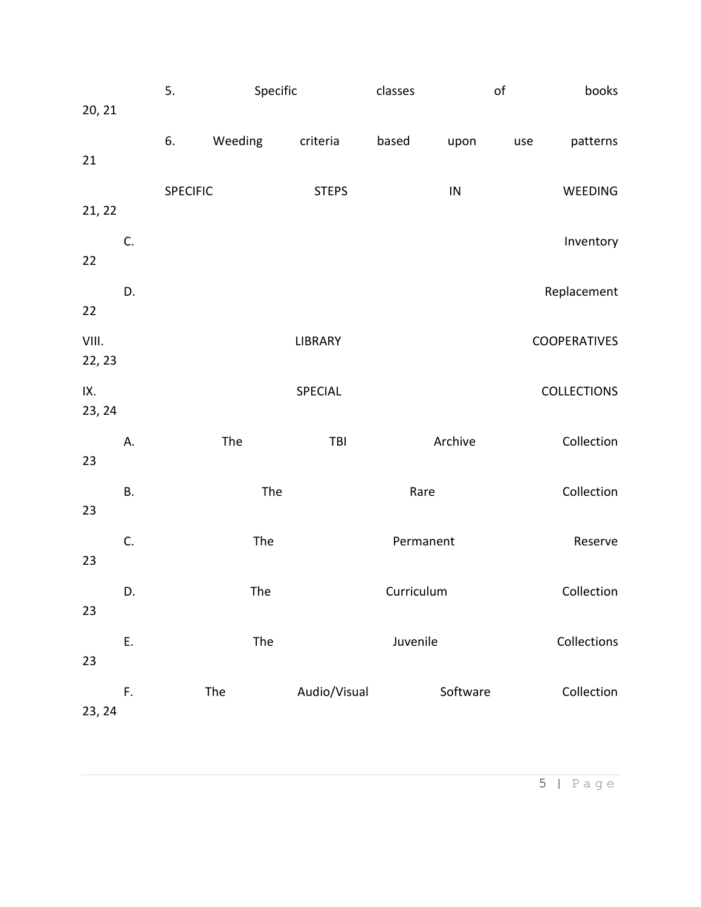5. Specific classes of books 20, 21

6. Weeding criteria based upon use patterns 21

SPECIFIC STEPS IN WEEDING 21, 22

C. Inventory 22

D. Replacement 22

VIII. LIBRARY COOPERATIVES 22, 23

IX. SPECIAL COLLECTIONS 23, 24

A. The TBI Archive Collection 23

B. The Rare Collection 23

C. The Permanent Reserve 23

D. The Curriculum Collection 23

E. The Juvenile Collections 23

F. The Audio/Visual Software Collection 23, 24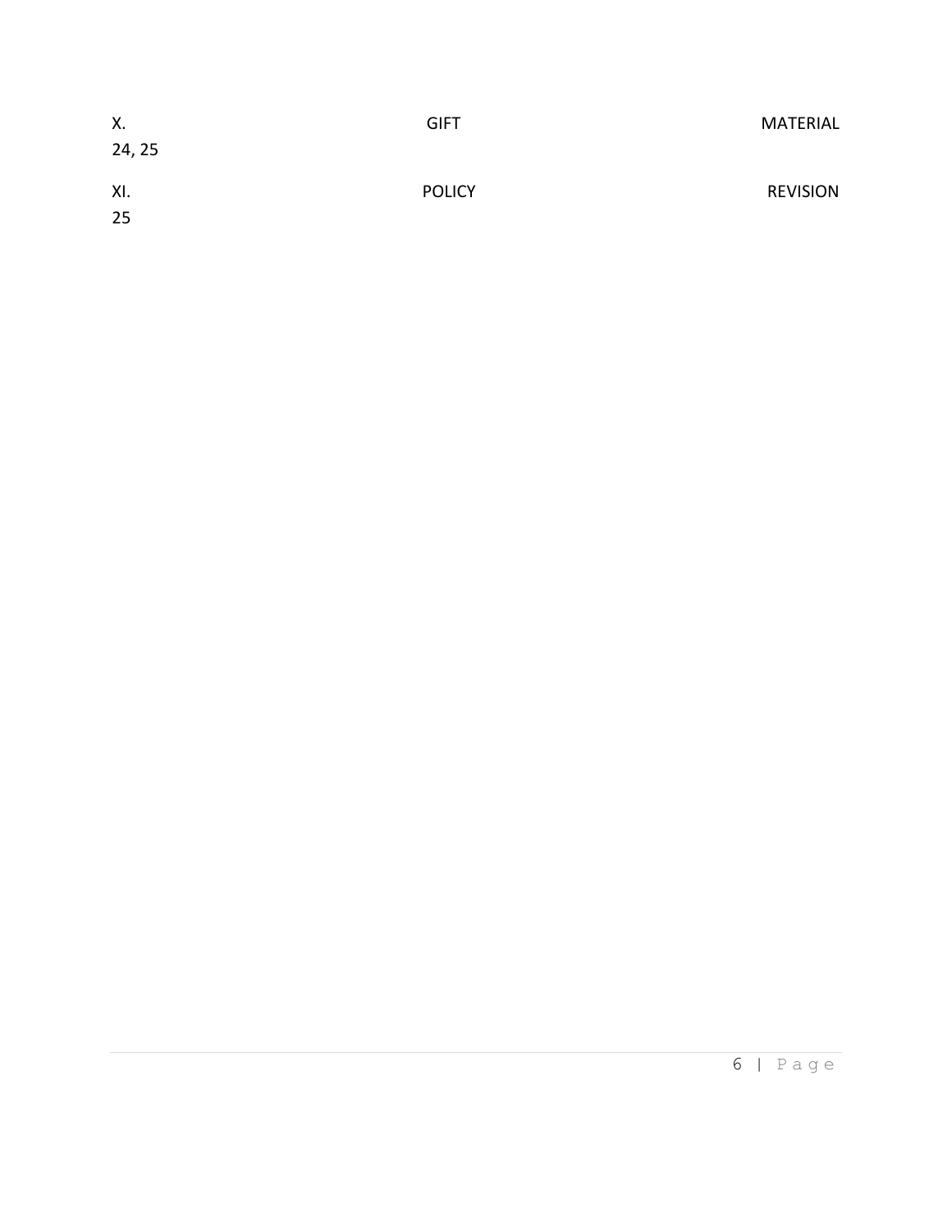X. GIFT MATERIAL 24, 25

XI. POLICY REVISION 25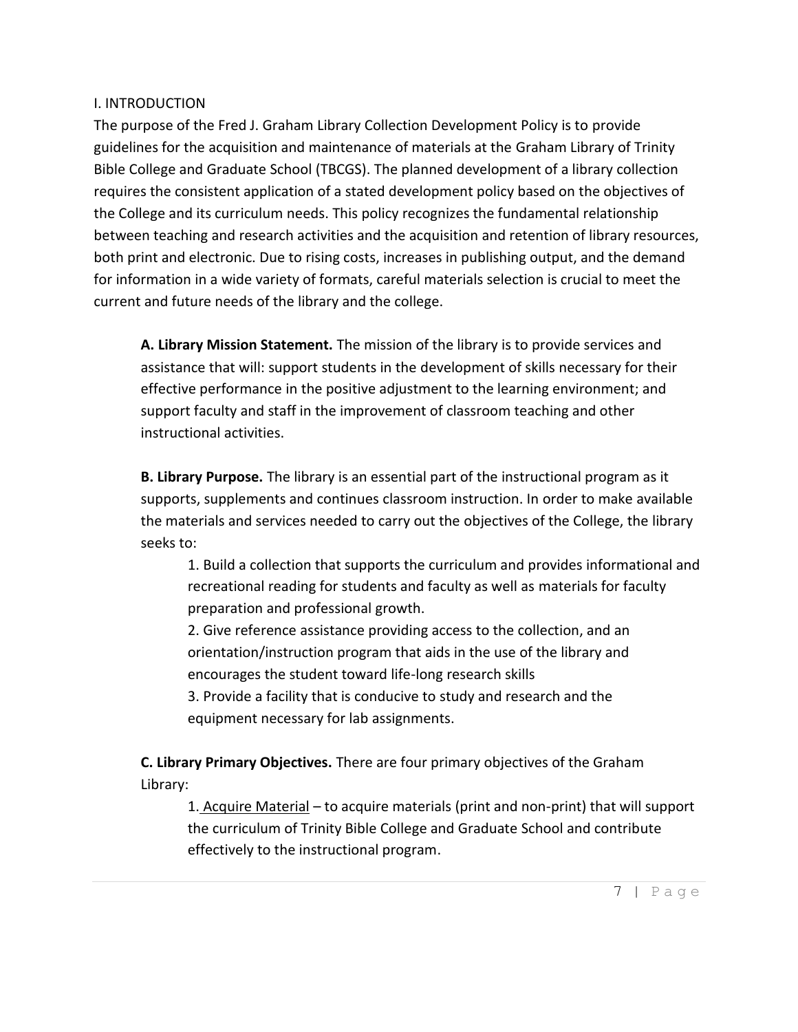## I. INTRODUCTION

The purpose of the Fred J. Graham Library Collection Development Policy is to provide guidelines for the acquisition and maintenance of materials at the Graham Library of Trinity Bible College and Graduate School (TBCGS). The planned development of a library collection requires the consistent application of a stated development policy based on the objectives of the College and its curriculum needs. This policy recognizes the fundamental relationship between teaching and research activities and the acquisition and retention of library resources, both print and electronic. Due to rising costs, increases in publishing output, and the demand for information in a wide variety of formats, careful materials selection is crucial to meet the current and future needs of the library and the college.

**A. Library Mission Statement.** The mission of the library is to provide services and assistance that will: support students in the development of skills necessary for their effective performance in the positive adjustment to the learning environment; and support faculty and staff in the improvement of classroom teaching and other instructional activities.

**B. Library Purpose.** The library is an essential part of the instructional program as it supports, supplements and continues classroom instruction. In order to make available the materials and services needed to carry out the objectives of the College, the library seeks to:

1. Build a collection that supports the curriculum and provides informational and recreational reading for students and faculty as well as materials for faculty preparation and professional growth.
2. Give reference assistance providing access to the collection, and an orientation/instruction program that aids in the use of the library and encourages the student toward life-long research skills
3. Provide a facility that is conducive to study and research and the equipment necessary for lab assignments.

**C. Library Primary Objectives.** There are four primary objectives of the Graham Library:

1. Acquire Material – to acquire materials (print and non-print) that will support the curriculum of Trinity Bible College and Graduate School and contribute effectively to the instructional program.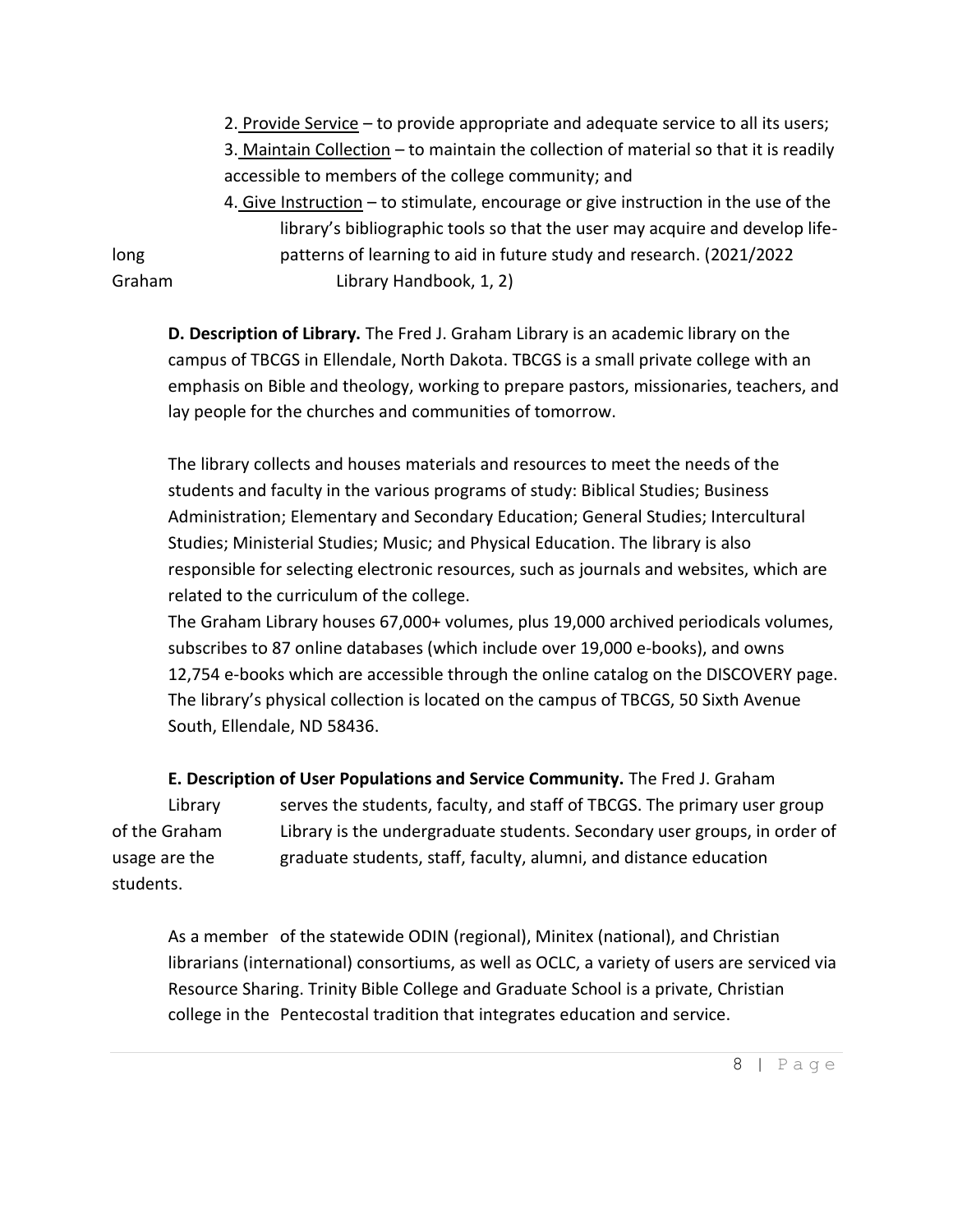2. Provide Service – to provide appropriate and adequate service to all its users;
3. Maintain Collection – to maintain the collection of material so that it is readily accessible to members of the college community; and
4. Give Instruction – to stimulate, encourage or give instruction in the use of the library's bibliographic tools so that the user may acquire and develop life-long patterns of learning to aid in future study and research. (2021/2022 Graham Library Handbook, 1, 2)

**D. Description of Library.** The Fred J. Graham Library is an academic library on the campus of TBCGS in Ellendale, North Dakota. TBCGS is a small private college with an emphasis on Bible and theology, working to prepare pastors, missionaries, teachers, and lay people for the churches and communities of tomorrow.

The library collects and houses materials and resources to meet the needs of the students and faculty in the various programs of study: Biblical Studies; Business Administration; Elementary and Secondary Education; General Studies; Intercultural Studies; Ministerial Studies; Music; and Physical Education. The library is also responsible for selecting electronic resources, such as journals and websites, which are related to the curriculum of the college.

The Graham Library houses 67,000+ volumes, plus 19,000 archived periodicals volumes, subscribes to 87 online databases (which include over 19,000 e-books), and owns 12,754 e-books which are accessible through the online catalog on the DISCOVERY page. The library's physical collection is located on the campus of TBCGS, 50 Sixth Avenue South, Ellendale, ND 58436.

**E. Description of User Populations and Service Community.** The Fred J. Graham Library serves the students, faculty, and staff of TBCGS. The primary user group of the Graham Library is the undergraduate students. Secondary user groups, in order of usage are the graduate students, staff, faculty, alumni, and distance education students.

As a member of the statewide ODIN (regional), Minitex (national), and Christian librarians (international) consortiums, as well as OCLC, a variety of users are serviced via Resource Sharing. Trinity Bible College and Graduate School is a private, Christian college in the Pentecostal tradition that integrates education and service.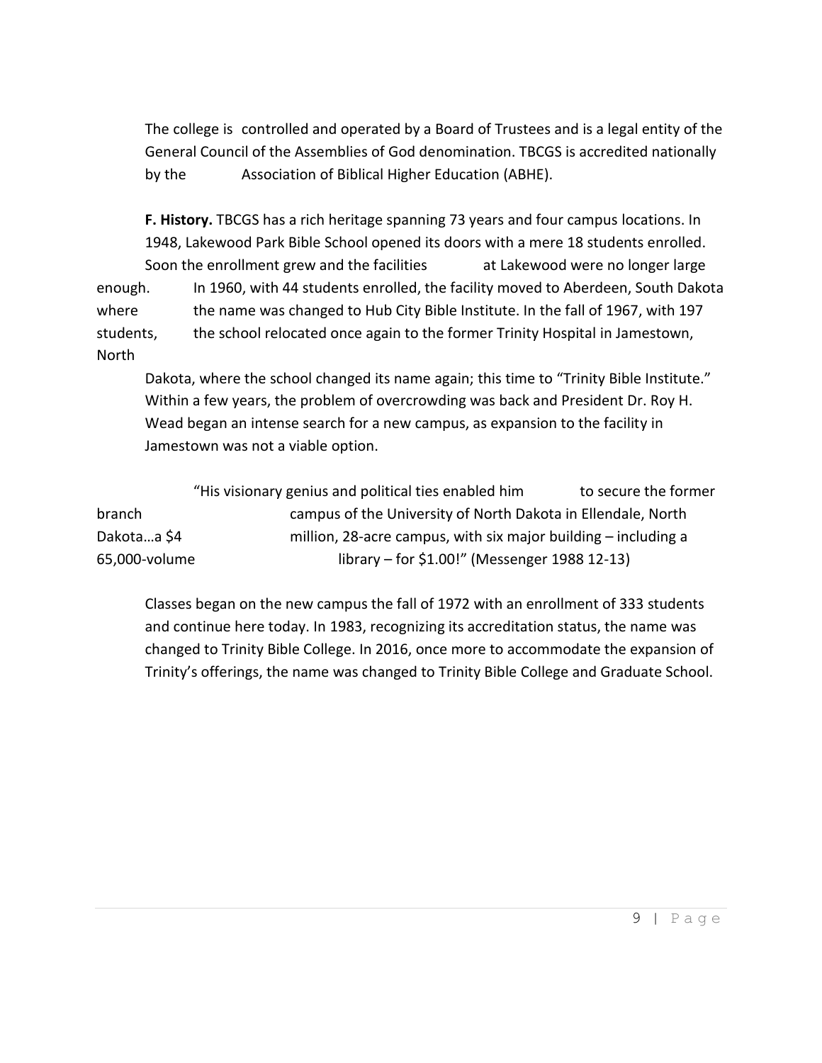The college is controlled and operated by a Board of Trustees and is a legal entity of the General Council of the Assemblies of God denomination. TBCGS is accredited nationally by the Association of Biblical Higher Education (ABHE).

**F. History.** TBCGS has a rich heritage spanning 73 years and four campus locations. In 1948, Lakewood Park Bible School opened its doors with a mere 18 students enrolled. Soon the enrollment grew and the facilities at Lakewood were no longer large enough. In 1960, with 44 students enrolled, the facility moved to Aberdeen, South Dakota where the name was changed to Hub City Bible Institute. In the fall of 1967, with 197 students, the school relocated once again to the former Trinity Hospital in Jamestown, North Dakota, where the school changed its name again; this time to "Trinity Bible Institute." Within a few years, the problem of overcrowding was back and President Dr. Roy H. Wead began an intense search for a new campus, as expansion to the facility in Jamestown was not a viable option.

> "His visionary genius and political ties enabled him to secure the former branch campus of the University of North Dakota in Ellendale, North Dakota…a $4 million, 28-acre campus, with six major building – including a 65,000-volume library – for $1.00!" (Messenger 1988 12-13)

Classes began on the new campus the fall of 1972 with an enrollment of 333 students and continue here today. In 1983, recognizing its accreditation status, the name was changed to Trinity Bible College. In 2016, once more to accommodate the expansion of Trinity's offerings, the name was changed to Trinity Bible College and Graduate School.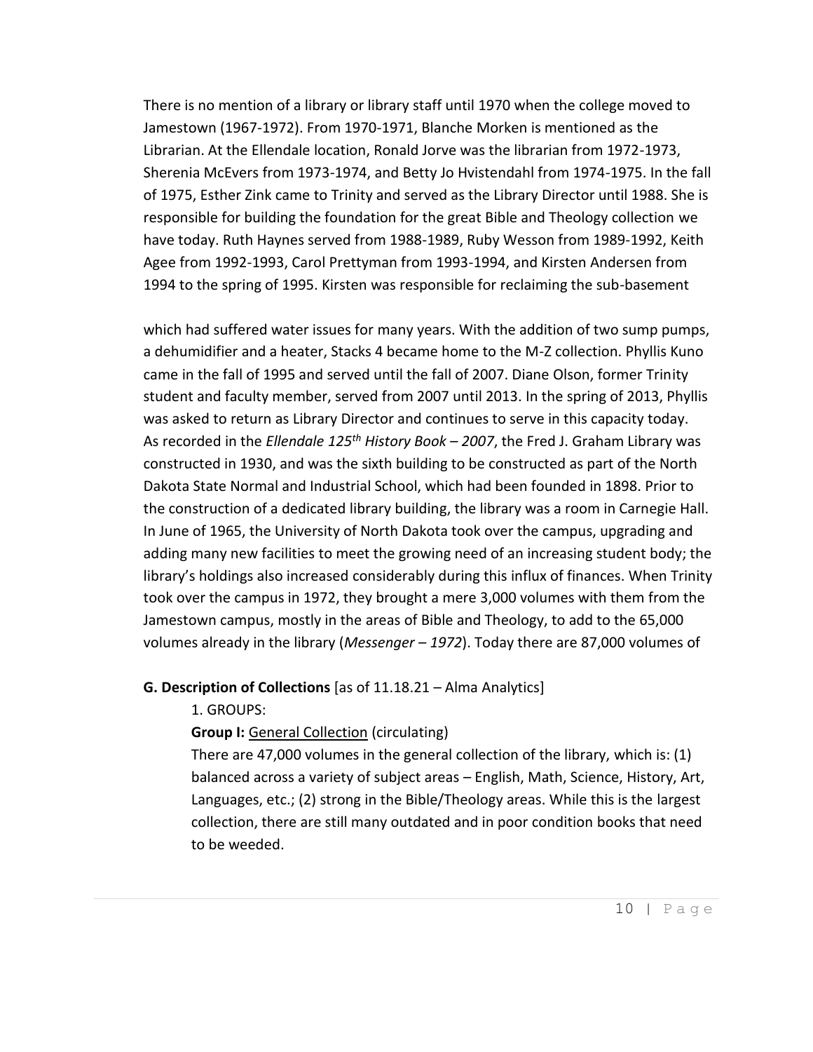There is no mention of a library or library staff until 1970 when the college moved to Jamestown (1967-1972). From 1970-1971, Blanche Morken is mentioned as the Librarian. At the Ellendale location, Ronald Jorve was the librarian from 1972-1973, Sherenia McEvers from 1973-1974, and Betty Jo Hvistendahl from 1974-1975. In the fall of 1975, Esther Zink came to Trinity and served as the Library Director until 1988. She is responsible for building the foundation for the great Bible and Theology collection we have today. Ruth Haynes served from 1988-1989, Ruby Wesson from 1989-1992, Keith Agee from 1992-1993, Carol Prettyman from 1993-1994, and Kirsten Andersen from 1994 to the spring of 1995. Kirsten was responsible for reclaiming the sub-basement

which had suffered water issues for many years. With the addition of two sump pumps, a dehumidifier and a heater, Stacks 4 became home to the M-Z collection. Phyllis Kuno came in the fall of 1995 and served until the fall of 2007. Diane Olson, former Trinity student and faculty member, served from 2007 until 2013. In the spring of 2013, Phyllis was asked to return as Library Director and continues to serve in this capacity today. As recorded in the *Ellendale 125th History Book – 2007*, the Fred J. Graham Library was constructed in 1930, and was the sixth building to be constructed as part of the North Dakota State Normal and Industrial School, which had been founded in 1898. Prior to the construction of a dedicated library building, the library was a room in Carnegie Hall. In June of 1965, the University of North Dakota took over the campus, upgrading and adding many new facilities to meet the growing need of an increasing student body; the library's holdings also increased considerably during this influx of finances. When Trinity took over the campus in 1972, they brought a mere 3,000 volumes with them from the Jamestown campus, mostly in the areas of Bible and Theology, to add to the 65,000 volumes already in the library (*Messenger – 1972*). Today there are 87,000 volumes of

**G. Description of Collections** [as of 11.18.21 – Alma Analytics]

1. GROUPS:

**Group I:** General Collection (circulating)

There are 47,000 volumes in the general collection of the library, which is: (1) balanced across a variety of subject areas – English, Math, Science, History, Art, Languages, etc.; (2) strong in the Bible/Theology areas. While this is the largest collection, there are still many outdated and in poor condition books that need to be weeded.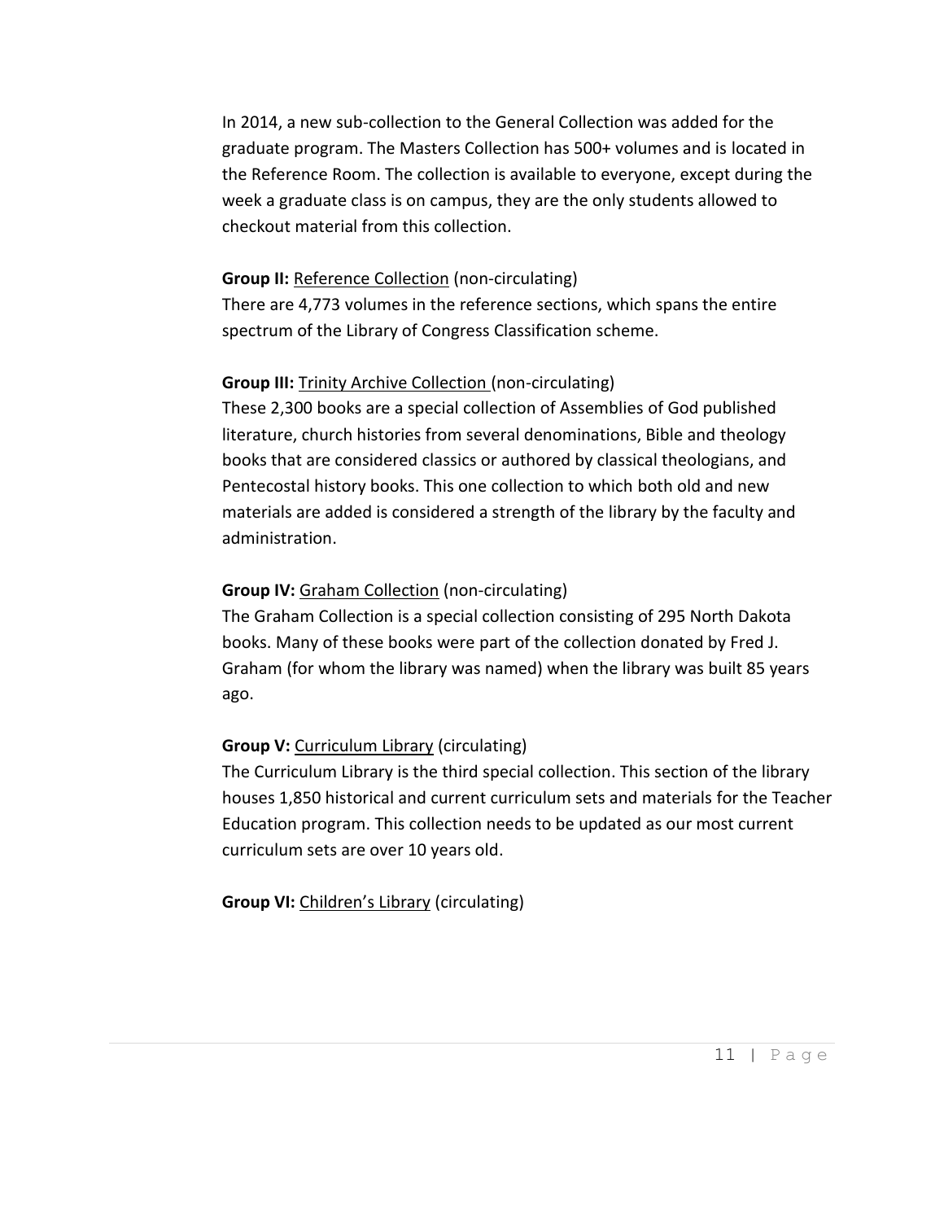In 2014, a new sub-collection to the General Collection was added for the graduate program. The Masters Collection has 500+ volumes and is located in the Reference Room. The collection is available to everyone, except during the week a graduate class is on campus, they are the only students allowed to checkout material from this collection.

**Group II:** Reference Collection (non-circulating)
There are 4,773 volumes in the reference sections, which spans the entire spectrum of the Library of Congress Classification scheme.

**Group III:** Trinity Archive Collection (non-circulating)
These 2,300 books are a special collection of Assemblies of God published literature, church histories from several denominations, Bible and theology books that are considered classics or authored by classical theologians, and Pentecostal history books. This one collection to which both old and new materials are added is considered a strength of the library by the faculty and administration.

**Group IV:** Graham Collection (non-circulating)
The Graham Collection is a special collection consisting of 295 North Dakota books. Many of these books were part of the collection donated by Fred J. Graham (for whom the library was named) when the library was built 85 years ago.

**Group V:** Curriculum Library (circulating)
The Curriculum Library is the third special collection. This section of the library houses 1,850 historical and current curriculum sets and materials for the Teacher Education program. This collection needs to be updated as our most current curriculum sets are over 10 years old.

**Group VI:** Children's Library (circulating)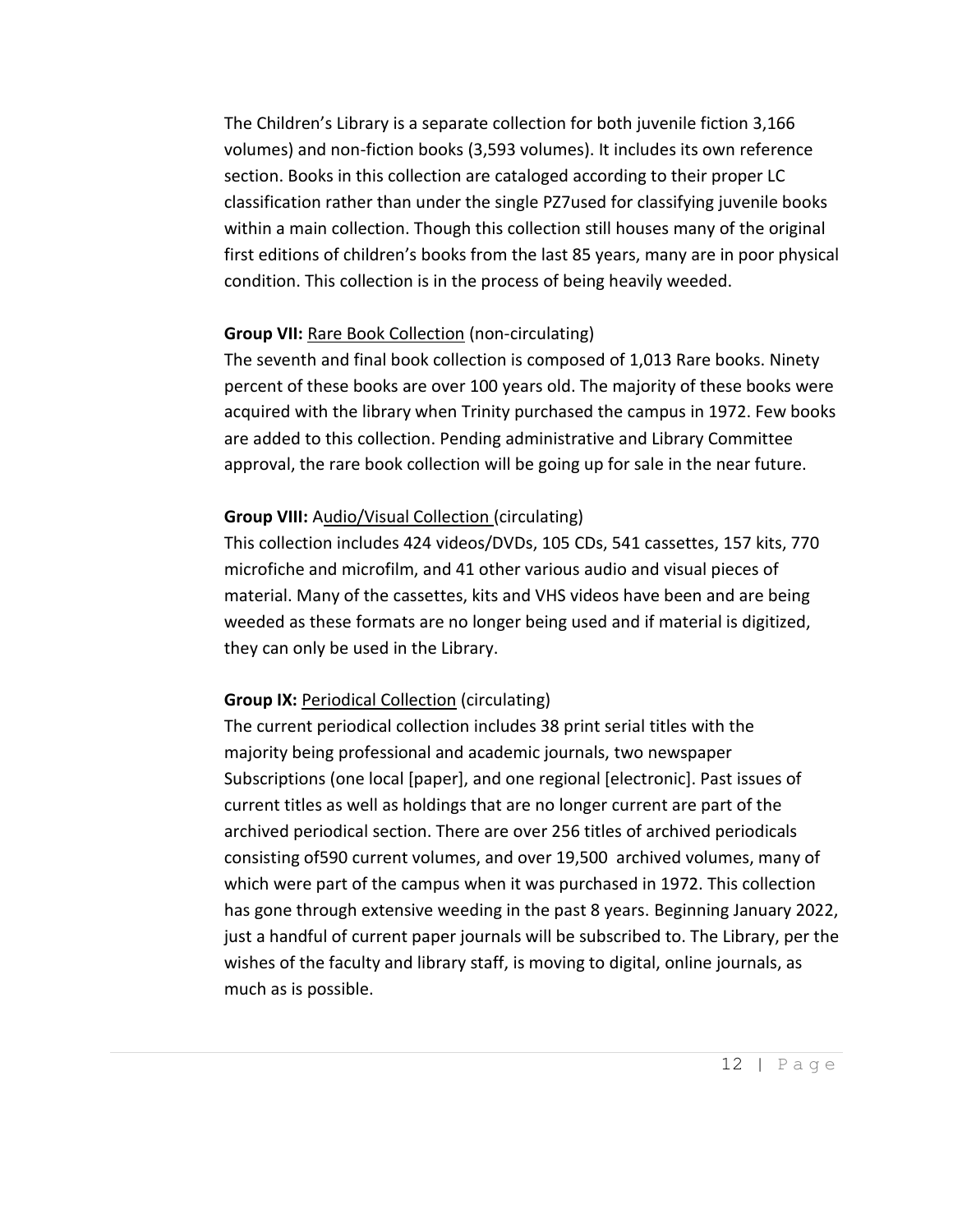The Children's Library is a separate collection for both juvenile fiction 3,166 volumes) and non-fiction books (3,593 volumes). It includes its own reference section. Books in this collection are cataloged according to their proper LC classification rather than under the single PZ7used for classifying juvenile books within a main collection. Though this collection still houses many of the original first editions of children's books from the last 85 years, many are in poor physical condition. This collection is in the process of being heavily weeded.

**Group VII:** Rare Book Collection (non-circulating)
The seventh and final book collection is composed of 1,013 Rare books. Ninety percent of these books are over 100 years old. The majority of these books were acquired with the library when Trinity purchased the campus in 1972. Few books are added to this collection. Pending administrative and Library Committee approval, the rare book collection will be going up for sale in the near future.

**Group VIII:** Audio/Visual Collection (circulating)
This collection includes 424 videos/DVDs, 105 CDs, 541 cassettes, 157 kits, 770 microfiche and microfilm, and 41 other various audio and visual pieces of material. Many of the cassettes, kits and VHS videos have been and are being weeded as these formats are no longer being used and if material is digitized, they can only be used in the Library.

**Group IX:** Periodical Collection (circulating)
The current periodical collection includes 38 print serial titles with the majority being professional and academic journals, two newspaper Subscriptions (one local [paper], and one regional [electronic]. Past issues of current titles as well as holdings that are no longer current are part of the archived periodical section. There are over 256 titles of archived periodicals consisting of590 current volumes, and over 19,500 archived volumes, many of which were part of the campus when it was purchased in 1972. This collection has gone through extensive weeding in the past 8 years. Beginning January 2022, just a handful of current paper journals will be subscribed to. The Library, per the wishes of the faculty and library staff, is moving to digital, online journals, as much as is possible.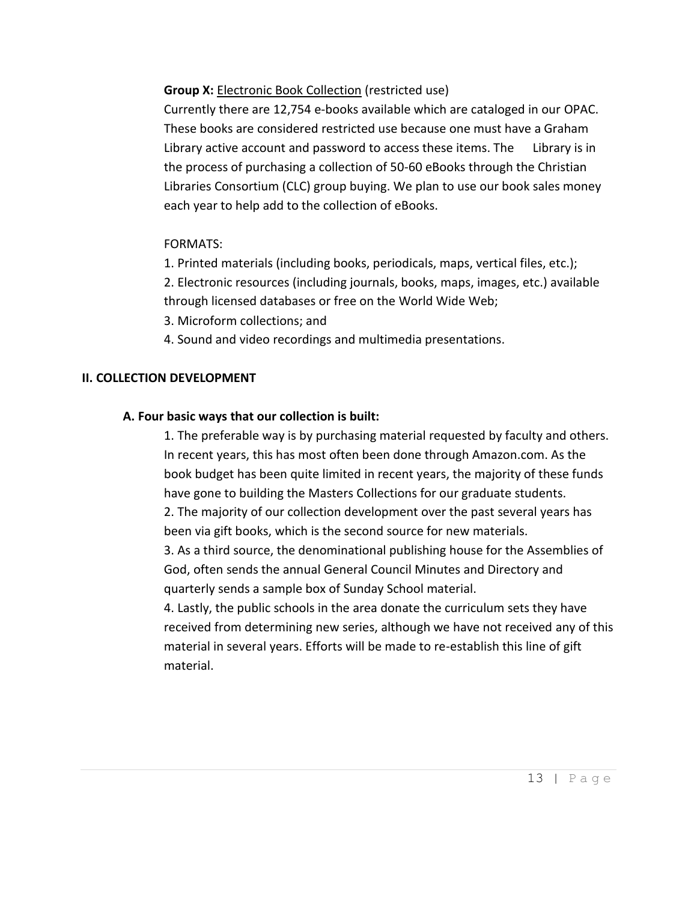**Group X:** Electronic Book Collection (restricted use)

Currently there are 12,754 e-books available which are cataloged in our OPAC. These books are considered restricted use because one must have a Graham Library active account and password to access these items. The Library is in the process of purchasing a collection of 50-60 eBooks through the Christian Libraries Consortium (CLC) group buying. We plan to use our book sales money each year to help add to the collection of eBooks.

FORMATS:

1. Printed materials (including books, periodicals, maps, vertical files, etc.);
2. Electronic resources (including journals, books, maps, images, etc.) available through licensed databases or free on the World Wide Web;
3. Microform collections; and
4. Sound and video recordings and multimedia presentations.

## II. COLLECTION DEVELOPMENT

### A. Four basic ways that our collection is built:

1. The preferable way is by purchasing material requested by faculty and others. In recent years, this has most often been done through Amazon.com. As the book budget has been quite limited in recent years, the majority of these funds have gone to building the Masters Collections for our graduate students.
2. The majority of our collection development over the past several years has been via gift books, which is the second source for new materials.
3. As a third source, the denominational publishing house for the Assemblies of God, often sends the annual General Council Minutes and Directory and quarterly sends a sample box of Sunday School material.
4. Lastly, the public schools in the area donate the curriculum sets they have received from determining new series, although we have not received any of this material in several years. Efforts will be made to re-establish this line of gift material.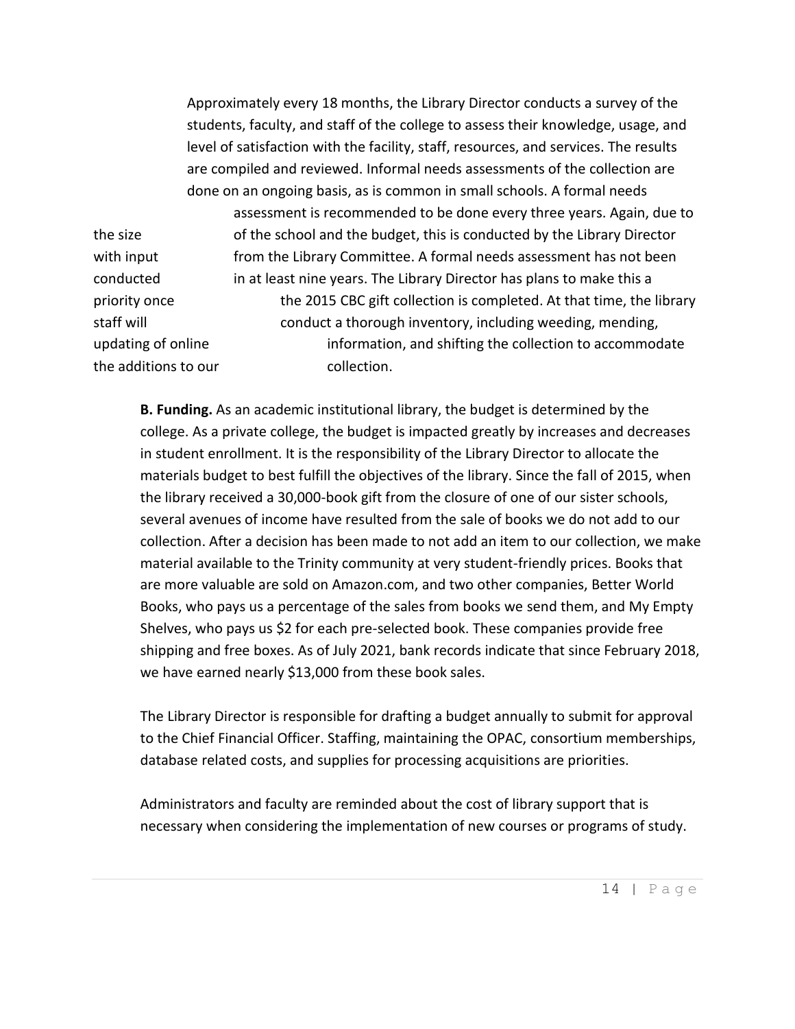Approximately every 18 months, the Library Director conducts a survey of the students, faculty, and staff of the college to assess their knowledge, usage, and level of satisfaction with the facility, staff, resources, and services. The results are compiled and reviewed. Informal needs assessments of the collection are done on an ongoing basis, as is common in small schools. A formal needs assessment is recommended to be done every three years. Again, due to the size of the school and the budget, this is conducted by the Library Director with input from the Library Committee. A formal needs assessment has not been conducted in at least nine years. The Library Director has plans to make this a priority once the 2015 CBC gift collection is completed. At that time, the library staff will conduct a thorough inventory, including weeding, mending, updating of online information, and shifting the collection to accommodate the additions to our collection.

**B. Funding.** As an academic institutional library, the budget is determined by the college. As a private college, the budget is impacted greatly by increases and decreases in student enrollment. It is the responsibility of the Library Director to allocate the materials budget to best fulfill the objectives of the library. Since the fall of 2015, when the library received a 30,000-book gift from the closure of one of our sister schools, several avenues of income have resulted from the sale of books we do not add to our collection. After a decision has been made to not add an item to our collection, we make material available to the Trinity community at very student-friendly prices. Books that are more valuable are sold on Amazon.com, and two other companies, Better World Books, who pays us a percentage of the sales from books we send them, and My Empty Shelves, who pays us $2 for each pre-selected book. These companies provide free shipping and free boxes. As of July 2021, bank records indicate that since February 2018, we have earned nearly $13,000 from these book sales.

The Library Director is responsible for drafting a budget annually to submit for approval to the Chief Financial Officer. Staffing, maintaining the OPAC, consortium memberships, database related costs, and supplies for processing acquisitions are priorities.

Administrators and faculty are reminded about the cost of library support that is necessary when considering the implementation of new courses or programs of study.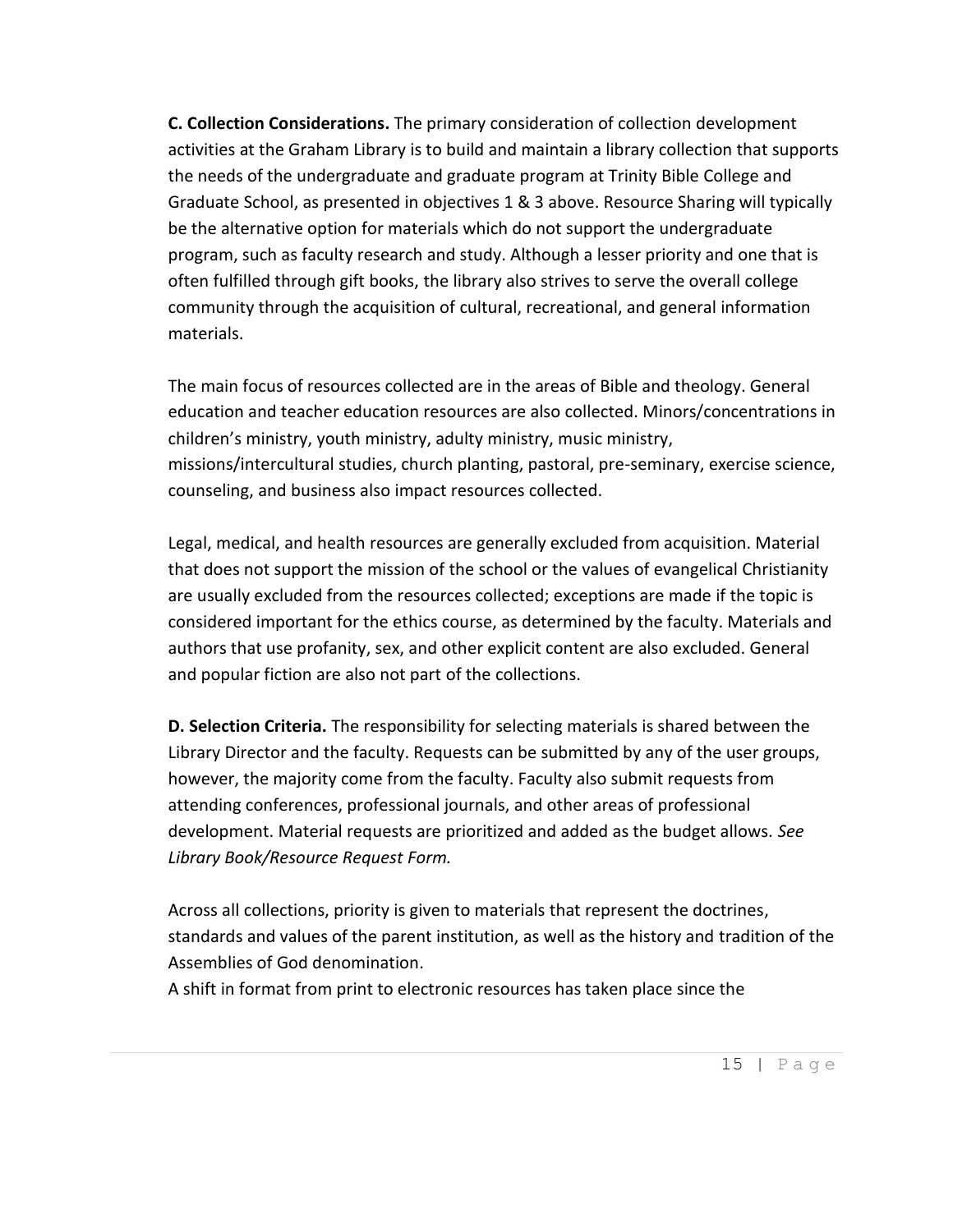**C. Collection Considerations.** The primary consideration of collection development activities at the Graham Library is to build and maintain a library collection that supports the needs of the undergraduate and graduate program at Trinity Bible College and Graduate School, as presented in objectives 1 & 3 above. Resource Sharing will typically be the alternative option for materials which do not support the undergraduate program, such as faculty research and study. Although a lesser priority and one that is often fulfilled through gift books, the library also strives to serve the overall college community through the acquisition of cultural, recreational, and general information materials.

The main focus of resources collected are in the areas of Bible and theology. General education and teacher education resources are also collected. Minors/concentrations in children's ministry, youth ministry, adulty ministry, music ministry, missions/intercultural studies, church planting, pastoral, pre-seminary, exercise science, counseling, and business also impact resources collected.

Legal, medical, and health resources are generally excluded from acquisition. Material that does not support the mission of the school or the values of evangelical Christianity are usually excluded from the resources collected; exceptions are made if the topic is considered important for the ethics course, as determined by the faculty. Materials and authors that use profanity, sex, and other explicit content are also excluded. General and popular fiction are also not part of the collections.

**D. Selection Criteria.** The responsibility for selecting materials is shared between the Library Director and the faculty. Requests can be submitted by any of the user groups, however, the majority come from the faculty. Faculty also submit requests from attending conferences, professional journals, and other areas of professional development. Material requests are prioritized and added as the budget allows. *See Library Book/Resource Request Form.*

Across all collections, priority is given to materials that represent the doctrines, standards and values of the parent institution, as well as the history and tradition of the Assemblies of God denomination.

A shift in format from print to electronic resources has taken place since the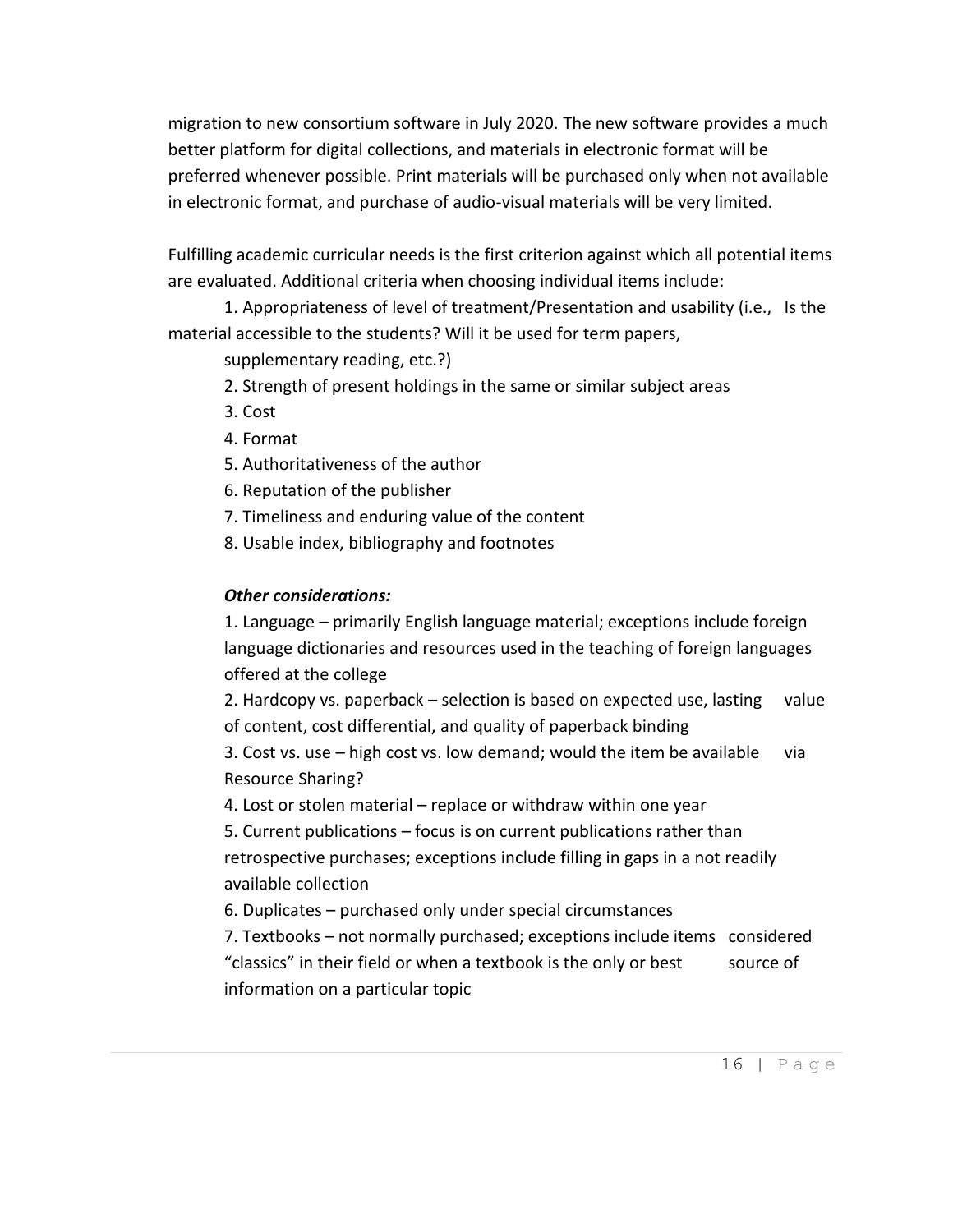migration to new consortium software in July 2020. The new software provides a much better platform for digital collections, and materials in electronic format will be preferred whenever possible. Print materials will be purchased only when not available in electronic format, and purchase of audio-visual materials will be very limited.

Fulfilling academic curricular needs is the first criterion against which all potential items are evaluated. Additional criteria when choosing individual items include:

1. Appropriateness of level of treatment/Presentation and usability (i.e., Is the material accessible to the students? Will it be used for term papers, supplementary reading, etc.?)
2. Strength of present holdings in the same or similar subject areas
3. Cost
4. Format
5. Authoritativeness of the author
6. Reputation of the publisher
7. Timeliness and enduring value of the content
8. Usable index, bibliography and footnotes

***Other considerations:***

1. Language – primarily English language material; exceptions include foreign language dictionaries and resources used in the teaching of foreign languages offered at the college
2. Hardcopy vs. paperback – selection is based on expected use, lasting value of content, cost differential, and quality of paperback binding
3. Cost vs. use – high cost vs. low demand; would the item be available via Resource Sharing?
4. Lost or stolen material – replace or withdraw within one year
5. Current publications – focus is on current publications rather than retrospective purchases; exceptions include filling in gaps in a not readily available collection
6. Duplicates – purchased only under special circumstances
7. Textbooks – not normally purchased; exceptions include items considered "classics" in their field or when a textbook is the only or best source of information on a particular topic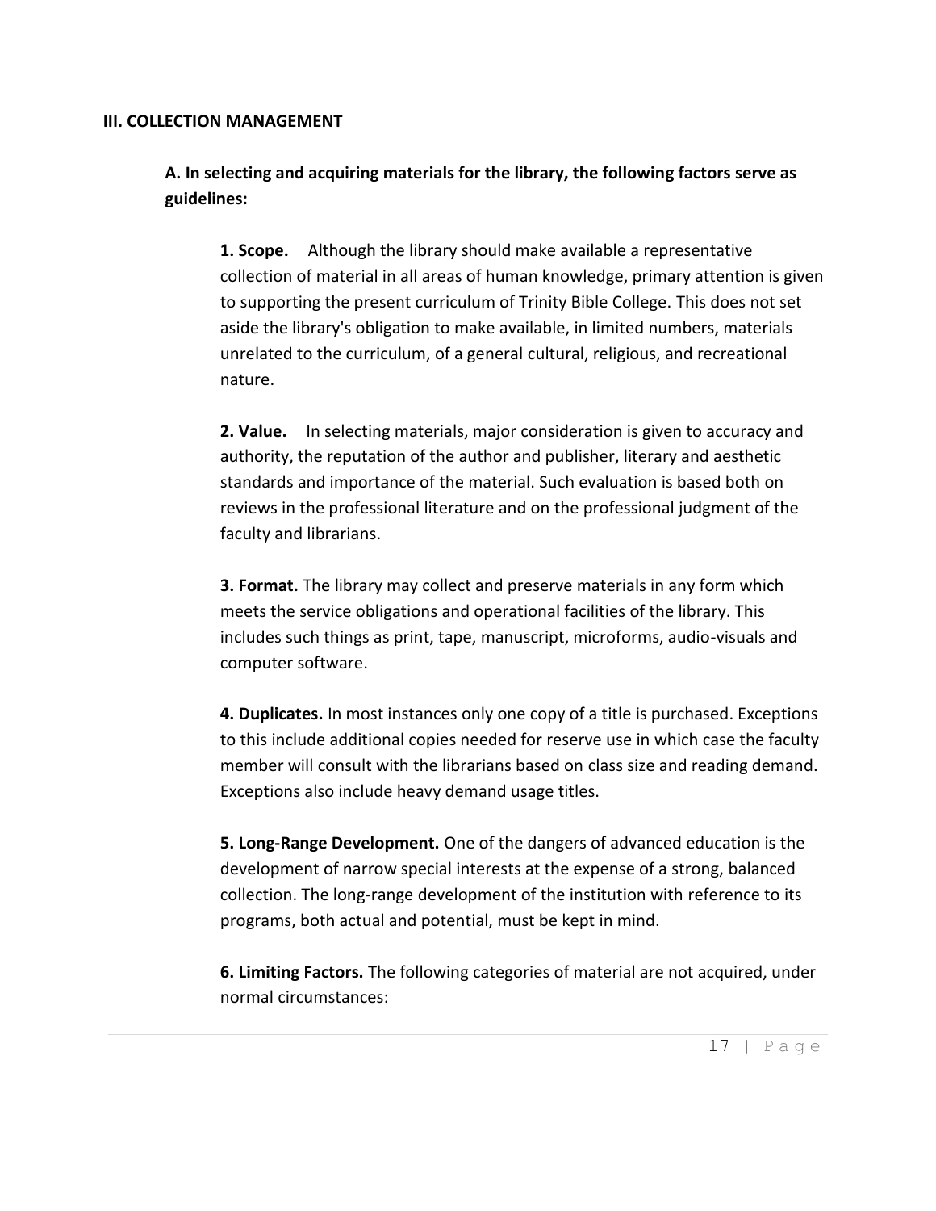## III. COLLECTION MANAGEMENT

### A. In selecting and acquiring materials for the library, the following factors serve as guidelines:

**1. Scope.** Although the library should make available a representative collection of material in all areas of human knowledge, primary attention is given to supporting the present curriculum of Trinity Bible College. This does not set aside the library's obligation to make available, in limited numbers, materials unrelated to the curriculum, of a general cultural, religious, and recreational nature.

**2. Value.** In selecting materials, major consideration is given to accuracy and authority, the reputation of the author and publisher, literary and aesthetic standards and importance of the material. Such evaluation is based both on reviews in the professional literature and on the professional judgment of the faculty and librarians.

**3. Format.** The library may collect and preserve materials in any form which meets the service obligations and operational facilities of the library. This includes such things as print, tape, manuscript, microforms, audio-visuals and computer software.

**4. Duplicates.** In most instances only one copy of a title is purchased. Exceptions to this include additional copies needed for reserve use in which case the faculty member will consult with the librarians based on class size and reading demand. Exceptions also include heavy demand usage titles.

**5. Long-Range Development.** One of the dangers of advanced education is the development of narrow special interests at the expense of a strong, balanced collection. The long-range development of the institution with reference to its programs, both actual and potential, must be kept in mind.

**6. Limiting Factors.** The following categories of material are not acquired, under normal circumstances: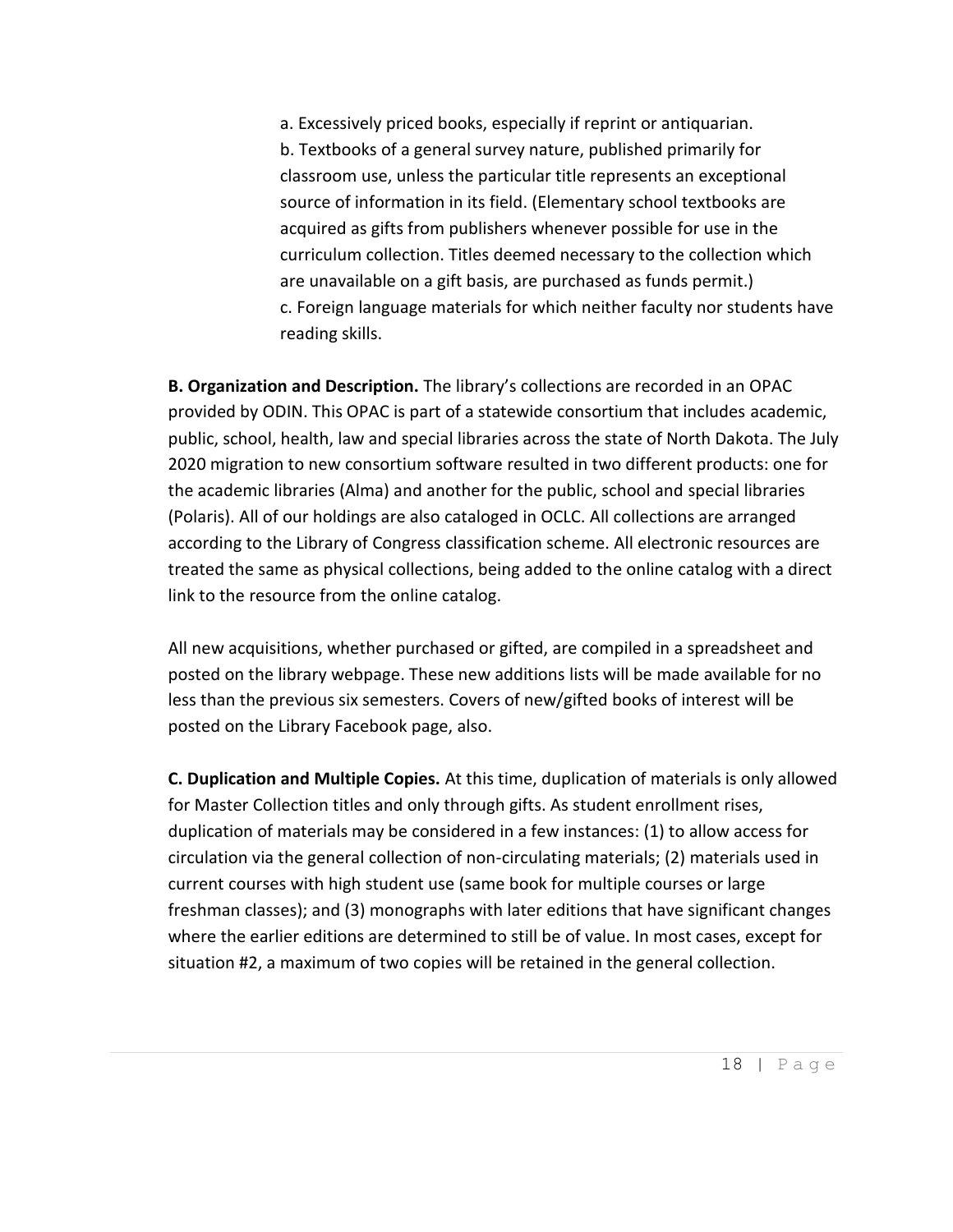a. Excessively priced books, especially if reprint or antiquarian.
b. Textbooks of a general survey nature, published primarily for classroom use, unless the particular title represents an exceptional source of information in its field. (Elementary school textbooks are acquired as gifts from publishers whenever possible for use in the curriculum collection. Titles deemed necessary to the collection which are unavailable on a gift basis, are purchased as funds permit.)
c. Foreign language materials for which neither faculty nor students have reading skills.

**B. Organization and Description.** The library's collections are recorded in an OPAC provided by ODIN. This OPAC is part of a statewide consortium that includes academic, public, school, health, law and special libraries across the state of North Dakota. The July 2020 migration to new consortium software resulted in two different products: one for the academic libraries (Alma) and another for the public, school and special libraries (Polaris). All of our holdings are also cataloged in OCLC. All collections are arranged according to the Library of Congress classification scheme. All electronic resources are treated the same as physical collections, being added to the online catalog with a direct link to the resource from the online catalog.

All new acquisitions, whether purchased or gifted, are compiled in a spreadsheet and posted on the library webpage. These new additions lists will be made available for no less than the previous six semesters. Covers of new/gifted books of interest will be posted on the Library Facebook page, also.

**C. Duplication and Multiple Copies.** At this time, duplication of materials is only allowed for Master Collection titles and only through gifts. As student enrollment rises, duplication of materials may be considered in a few instances: (1) to allow access for circulation via the general collection of non-circulating materials; (2) materials used in current courses with high student use (same book for multiple courses or large freshman classes); and (3) monographs with later editions that have significant changes where the earlier editions are determined to still be of value. In most cases, except for situation #2, a maximum of two copies will be retained in the general collection.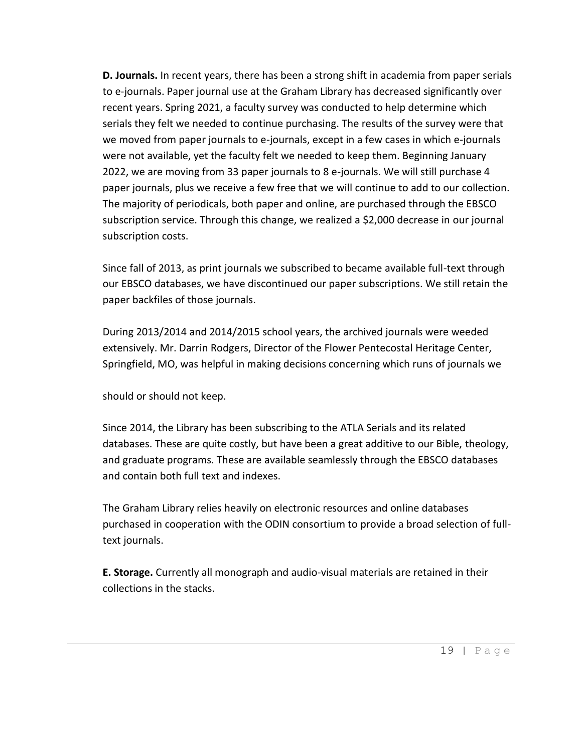**D. Journals.** In recent years, there has been a strong shift in academia from paper serials to e-journals. Paper journal use at the Graham Library has decreased significantly over recent years. Spring 2021, a faculty survey was conducted to help determine which serials they felt we needed to continue purchasing. The results of the survey were that we moved from paper journals to e-journals, except in a few cases in which e-journals were not available, yet the faculty felt we needed to keep them. Beginning January 2022, we are moving from 33 paper journals to 8 e-journals. We will still purchase 4 paper journals, plus we receive a few free that we will continue to add to our collection. The majority of periodicals, both paper and online, are purchased through the EBSCO subscription service. Through this change, we realized a $2,000 decrease in our journal subscription costs.

Since fall of 2013, as print journals we subscribed to became available full-text through our EBSCO databases, we have discontinued our paper subscriptions. We still retain the paper backfiles of those journals.

During 2013/2014 and 2014/2015 school years, the archived journals were weeded extensively. Mr. Darrin Rodgers, Director of the Flower Pentecostal Heritage Center, Springfield, MO, was helpful in making decisions concerning which runs of journals we should or should not keep.

Since 2014, the Library has been subscribing to the ATLA Serials and its related databases. These are quite costly, but have been a great additive to our Bible, theology, and graduate programs. These are available seamlessly through the EBSCO databases and contain both full text and indexes.

The Graham Library relies heavily on electronic resources and online databases purchased in cooperation with the ODIN consortium to provide a broad selection of full-text journals.

**E. Storage.** Currently all monograph and audio-visual materials are retained in their collections in the stacks.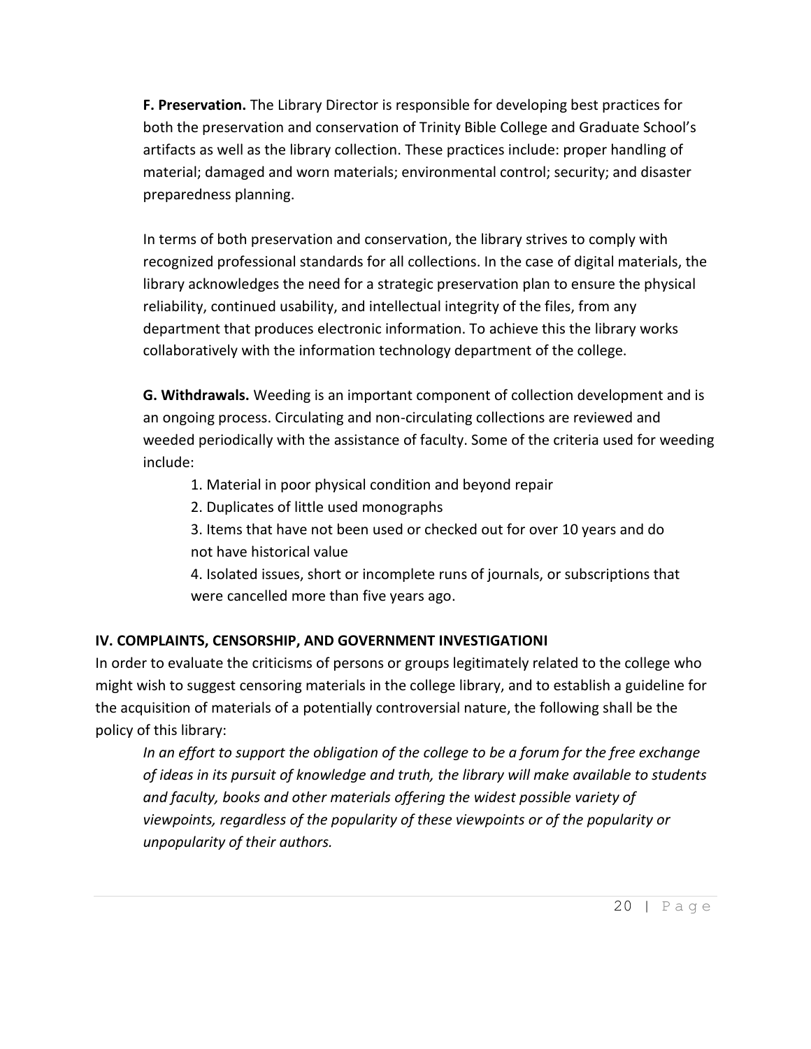**F. Preservation.** The Library Director is responsible for developing best practices for both the preservation and conservation of Trinity Bible College and Graduate School's artifacts as well as the library collection. These practices include: proper handling of material; damaged and worn materials; environmental control; security; and disaster preparedness planning.

In terms of both preservation and conservation, the library strives to comply with recognized professional standards for all collections. In the case of digital materials, the library acknowledges the need for a strategic preservation plan to ensure the physical reliability, continued usability, and intellectual integrity of the files, from any department that produces electronic information. To achieve this the library works collaboratively with the information technology department of the college.

**G. Withdrawals.** Weeding is an important component of collection development and is an ongoing process. Circulating and non-circulating collections are reviewed and weeded periodically with the assistance of faculty. Some of the criteria used for weeding include:

1. Material in poor physical condition and beyond repair
2. Duplicates of little used monographs
3. Items that have not been used or checked out for over 10 years and do not have historical value
4. Isolated issues, short or incomplete runs of journals, or subscriptions that were cancelled more than five years ago.

## IV. COMPLAINTS, CENSORSHIP, AND GOVERNMENT INVESTIGATIONI

In order to evaluate the criticisms of persons or groups legitimately related to the college who might wish to suggest censoring materials in the college library, and to establish a guideline for the acquisition of materials of a potentially controversial nature, the following shall be the policy of this library:

*In an effort to support the obligation of the college to be a forum for the free exchange of ideas in its pursuit of knowledge and truth, the library will make available to students and faculty, books and other materials offering the widest possible variety of viewpoints, regardless of the popularity of these viewpoints or of the popularity or unpopularity of their authors.*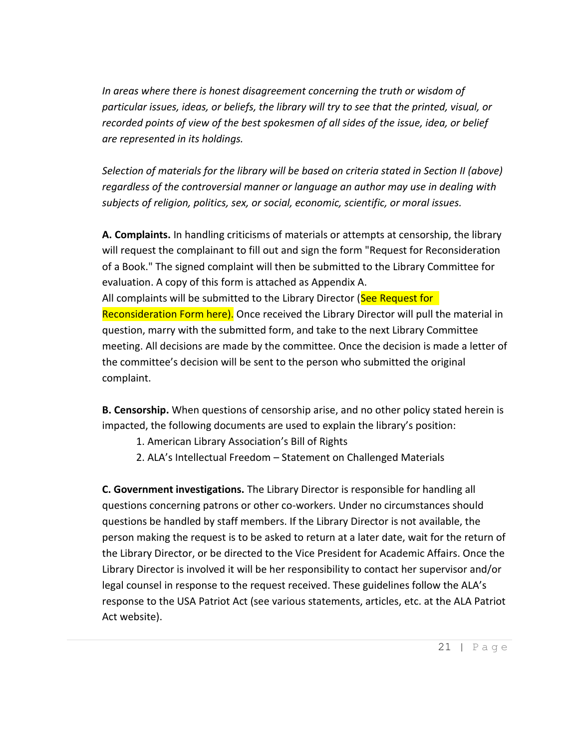*In areas where there is honest disagreement concerning the truth or wisdom of particular issues, ideas, or beliefs, the library will try to see that the printed, visual, or recorded points of view of the best spokesmen of all sides of the issue, idea, or belief are represented in its holdings.*

*Selection of materials for the library will be based on criteria stated in Section II (above) regardless of the controversial manner or language an author may use in dealing with subjects of religion, politics, sex, or social, economic, scientific, or moral issues.*

**A. Complaints.** In handling criticisms of materials or attempts at censorship, the library will request the complainant to fill out and sign the form "Request for Reconsideration of a Book." The signed complaint will then be submitted to the Library Committee for evaluation. A copy of this form is attached as Appendix A.
All complaints will be submitted to the Library Director (See Request for Reconsideration Form here). Once received the Library Director will pull the material in question, marry with the submitted form, and take to the next Library Committee meeting. All decisions are made by the committee. Once the decision is made a letter of the committee's decision will be sent to the person who submitted the original complaint.

**B. Censorship.** When questions of censorship arise, and no other policy stated herein is impacted, the following documents are used to explain the library's position:

1. American Library Association's Bill of Rights
2. ALA's Intellectual Freedom – Statement on Challenged Materials

**C. Government investigations.** The Library Director is responsible for handling all questions concerning patrons or other co-workers. Under no circumstances should questions be handled by staff members. If the Library Director is not available, the person making the request is to be asked to return at a later date, wait for the return of the Library Director, or be directed to the Vice President for Academic Affairs. Once the Library Director is involved it will be her responsibility to contact her supervisor and/or legal counsel in response to the request received. These guidelines follow the ALA's response to the USA Patriot Act (see various statements, articles, etc. at the ALA Patriot Act website).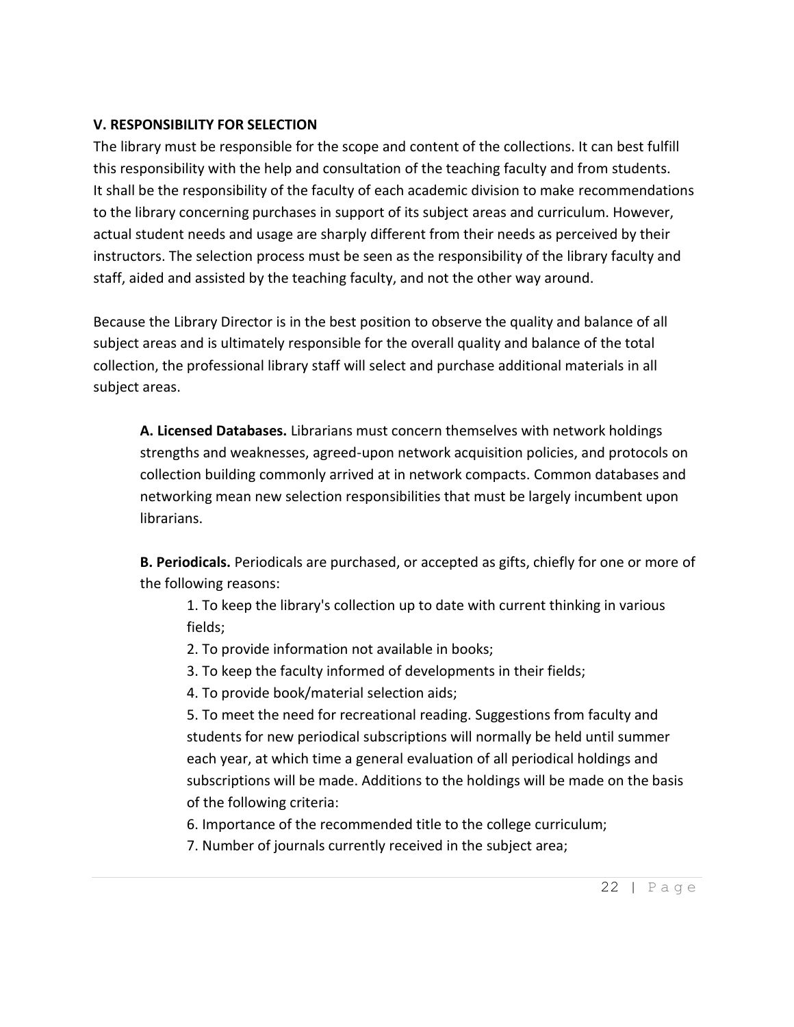**V. RESPONSIBILITY FOR SELECTION**

The library must be responsible for the scope and content of the collections. It can best fulfill this responsibility with the help and consultation of the teaching faculty and from students. It shall be the responsibility of the faculty of each academic division to make recommendations to the library concerning purchases in support of its subject areas and curriculum. However, actual student needs and usage are sharply different from their needs as perceived by their instructors. The selection process must be seen as the responsibility of the library faculty and staff, aided and assisted by the teaching faculty, and not the other way around.

Because the Library Director is in the best position to observe the quality and balance of all subject areas and is ultimately responsible for the overall quality and balance of the total collection, the professional library staff will select and purchase additional materials in all subject areas.

**A. Licensed Databases.** Librarians must concern themselves with network holdings strengths and weaknesses, agreed-upon network acquisition policies, and protocols on collection building commonly arrived at in network compacts. Common databases and networking mean new selection responsibilities that must be largely incumbent upon librarians.

**B. Periodicals.** Periodicals are purchased, or accepted as gifts, chiefly for one or more of the following reasons:

1. To keep the library's collection up to date with current thinking in various fields;
2. To provide information not available in books;
3. To keep the faculty informed of developments in their fields;
4. To provide book/material selection aids;
5. To meet the need for recreational reading. Suggestions from faculty and students for new periodical subscriptions will normally be held until summer each year, at which time a general evaluation of all periodical holdings and subscriptions will be made. Additions to the holdings will be made on the basis of the following criteria:
6. Importance of the recommended title to the college curriculum;
7. Number of journals currently received in the subject area;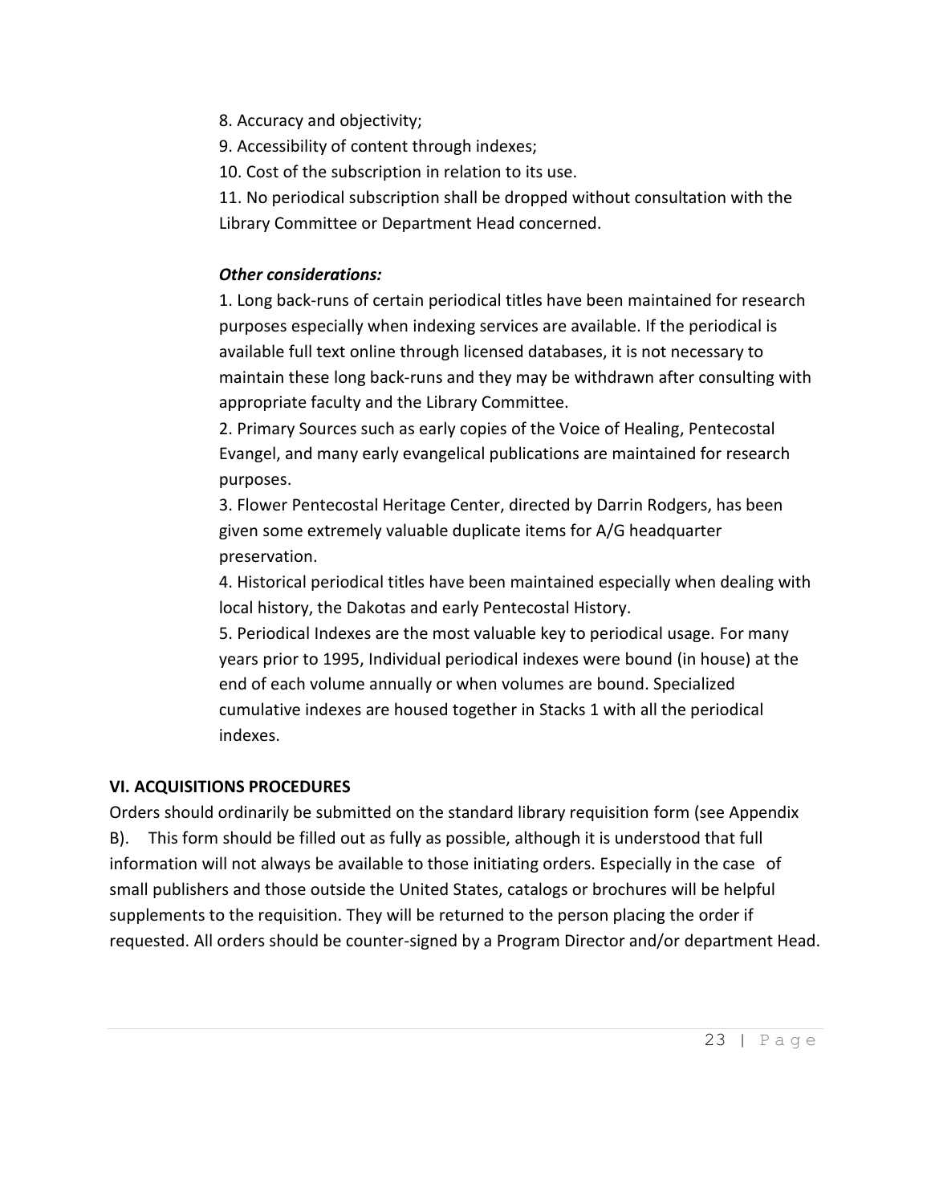8. Accuracy and objectivity;

9. Accessibility of content through indexes;

10. Cost of the subscription in relation to its use.

11. No periodical subscription shall be dropped without consultation with the Library Committee or Department Head concerned.

***Other considerations:***

1. Long back-runs of certain periodical titles have been maintained for research purposes especially when indexing services are available. If the periodical is available full text online through licensed databases, it is not necessary to maintain these long back-runs and they may be withdrawn after consulting with appropriate faculty and the Library Committee.

2. Primary Sources such as early copies of the Voice of Healing, Pentecostal Evangel, and many early evangelical publications are maintained for research purposes.

3. Flower Pentecostal Heritage Center, directed by Darrin Rodgers, has been given some extremely valuable duplicate items for A/G headquarter preservation.

4. Historical periodical titles have been maintained especially when dealing with local history, the Dakotas and early Pentecostal History.

5. Periodical Indexes are the most valuable key to periodical usage. For many years prior to 1995, Individual periodical indexes were bound (in house) at the end of each volume annually or when volumes are bound. Specialized cumulative indexes are housed together in Stacks 1 with all the periodical indexes.

**VI. ACQUISITIONS PROCEDURES**

Orders should ordinarily be submitted on the standard library requisition form (see Appendix B). This form should be filled out as fully as possible, although it is understood that full information will not always be available to those initiating orders. Especially in the case of small publishers and those outside the United States, catalogs or brochures will be helpful supplements to the requisition. They will be returned to the person placing the order if requested. All orders should be counter-signed by a Program Director and/or department Head.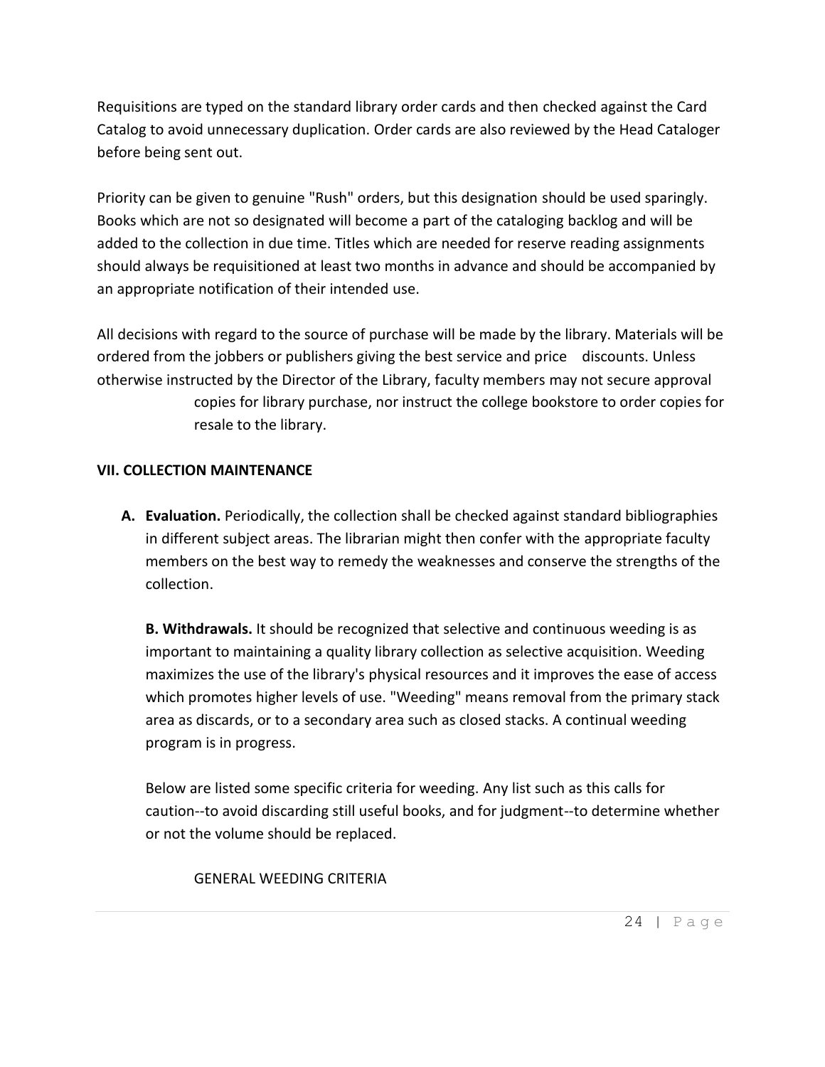Requisitions are typed on the standard library order cards and then checked against the Card Catalog to avoid unnecessary duplication. Order cards are also reviewed by the Head Cataloger before being sent out.

Priority can be given to genuine "Rush" orders, but this designation should be used sparingly. Books which are not so designated will become a part of the cataloging backlog and will be added to the collection in due time. Titles which are needed for reserve reading assignments should always be requisitioned at least two months in advance and should be accompanied by an appropriate notification of their intended use.

All decisions with regard to the source of purchase will be made by the library. Materials will be ordered from the jobbers or publishers giving the best service and price discounts. Unless otherwise instructed by the Director of the Library, faculty members may not secure approval copies for library purchase, nor instruct the college bookstore to order copies for resale to the library.

**VII. COLLECTION MAINTENANCE**

**A. Evaluation.** Periodically, the collection shall be checked against standard bibliographies in different subject areas. The librarian might then confer with the appropriate faculty members on the best way to remedy the weaknesses and conserve the strengths of the collection.

**B. Withdrawals.** It should be recognized that selective and continuous weeding is as important to maintaining a quality library collection as selective acquisition. Weeding maximizes the use of the library's physical resources and it improves the ease of access which promotes higher levels of use. "Weeding" means removal from the primary stack area as discards, or to a secondary area such as closed stacks. A continual weeding program is in progress.

Below are listed some specific criteria for weeding. Any list such as this calls for caution--to avoid discarding still useful books, and for judgment--to determine whether or not the volume should be replaced.

GENERAL WEEDING CRITERIA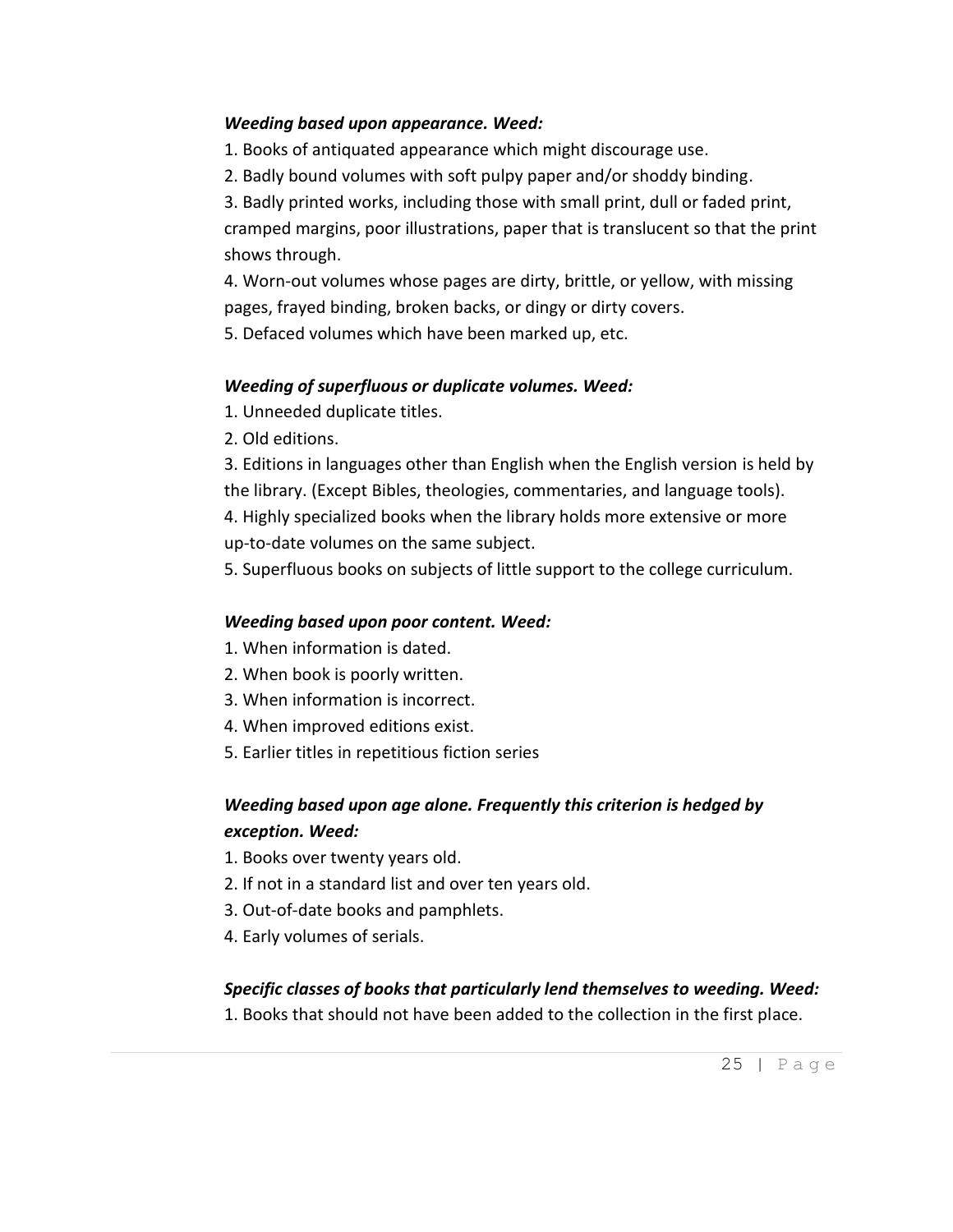***Weeding based upon appearance. Weed:***

1. Books of antiquated appearance which might discourage use.
2. Badly bound volumes with soft pulpy paper and/or shoddy binding.
3. Badly printed works, including those with small print, dull or faded print, cramped margins, poor illustrations, paper that is translucent so that the print shows through.
4. Worn-out volumes whose pages are dirty, brittle, or yellow, with missing pages, frayed binding, broken backs, or dingy or dirty covers.
5. Defaced volumes which have been marked up, etc.

***Weeding of superfluous or duplicate volumes. Weed:***

1. Unneeded duplicate titles.
2. Old editions.
3. Editions in languages other than English when the English version is held by the library. (Except Bibles, theologies, commentaries, and language tools).
4. Highly specialized books when the library holds more extensive or more up-to-date volumes on the same subject.
5. Superfluous books on subjects of little support to the college curriculum.

***Weeding based upon poor content. Weed:***

1. When information is dated.
2. When book is poorly written.
3. When information is incorrect.
4. When improved editions exist.
5. Earlier titles in repetitious fiction series

***Weeding based upon age alone. Frequently this criterion is hedged by exception. Weed:***

1. Books over twenty years old.
2. If not in a standard list and over ten years old.
3. Out-of-date books and pamphlets.
4. Early volumes of serials.

***Specific classes of books that particularly lend themselves to weeding. Weed:***

1. Books that should not have been added to the collection in the first place.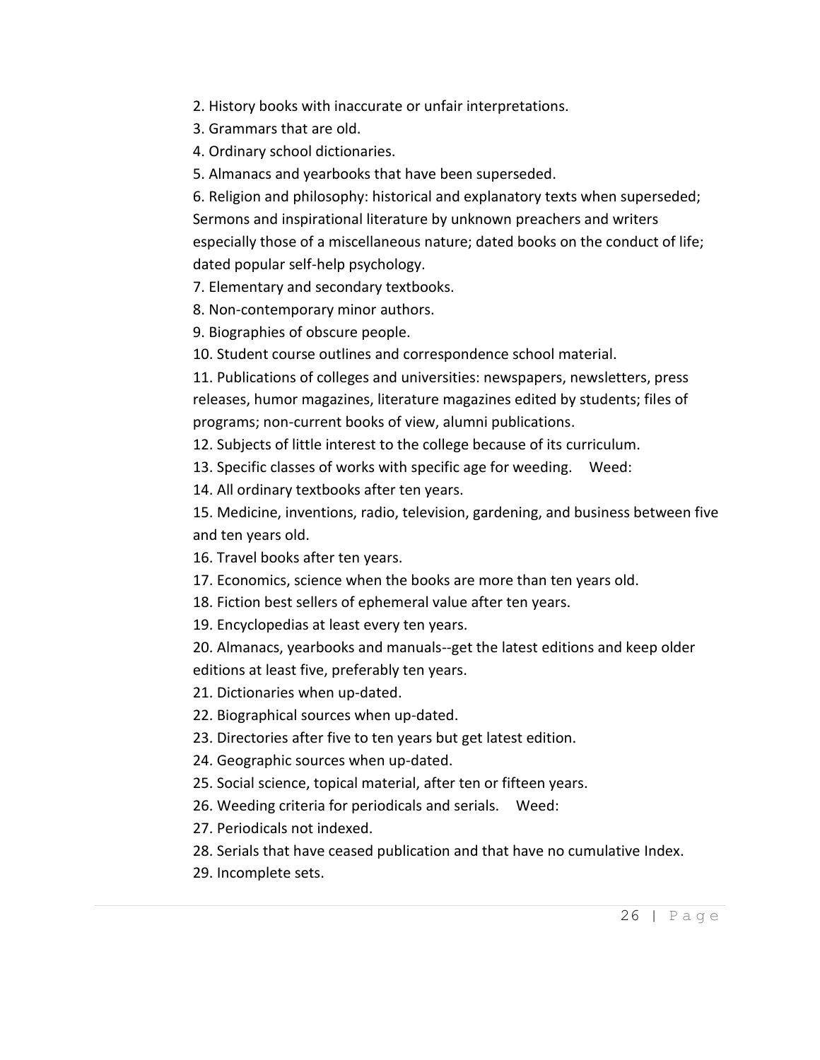2. History books with inaccurate or unfair interpretations.
3. Grammars that are old.
4. Ordinary school dictionaries.
5. Almanacs and yearbooks that have been superseded.
6. Religion and philosophy: historical and explanatory texts when superseded; Sermons and inspirational literature by unknown preachers and writers especially those of a miscellaneous nature; dated books on the conduct of life; dated popular self-help psychology.
7. Elementary and secondary textbooks.
8. Non-contemporary minor authors.
9. Biographies of obscure people.
10. Student course outlines and correspondence school material.
11. Publications of colleges and universities: newspapers, newsletters, press releases, humor magazines, literature magazines edited by students; files of programs; non-current books of view, alumni publications.
12. Subjects of little interest to the college because of its curriculum.
13. Specific classes of works with specific age for weeding. Weed:
14. All ordinary textbooks after ten years.
15. Medicine, inventions, radio, television, gardening, and business between five and ten years old.
16. Travel books after ten years.
17. Economics, science when the books are more than ten years old.
18. Fiction best sellers of ephemeral value after ten years.
19. Encyclopedias at least every ten years.
20. Almanacs, yearbooks and manuals--get the latest editions and keep older editions at least five, preferably ten years.
21. Dictionaries when up-dated.
22. Biographical sources when up-dated.
23. Directories after five to ten years but get latest edition.
24. Geographic sources when up-dated.
25. Social science, topical material, after ten or fifteen years.
26. Weeding criteria for periodicals and serials. Weed:
27. Periodicals not indexed.
28. Serials that have ceased publication and that have no cumulative Index.
29. Incomplete sets.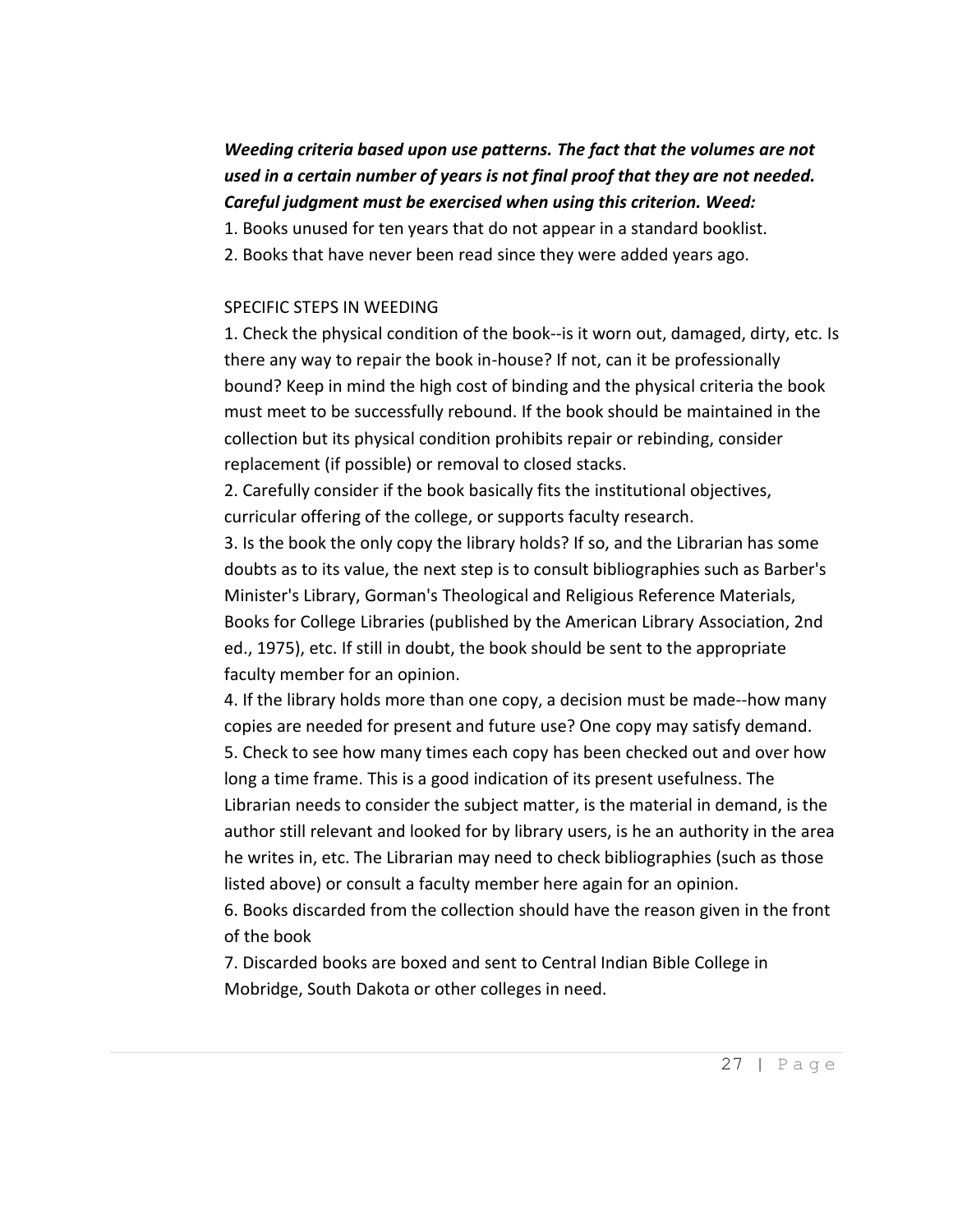***Weeding criteria based upon use patterns. The fact that the volumes are not used in a certain number of years is not final proof that they are not needed. Careful judgment must be exercised when using this criterion. Weed:***

1. Books unused for ten years that do not appear in a standard booklist.
2. Books that have never been read since they were added years ago.

SPECIFIC STEPS IN WEEDING

1. Check the physical condition of the book--is it worn out, damaged, dirty, etc. Is there any way to repair the book in-house? If not, can it be professionally bound? Keep in mind the high cost of binding and the physical criteria the book must meet to be successfully rebound. If the book should be maintained in the collection but its physical condition prohibits repair or rebinding, consider replacement (if possible) or removal to closed stacks.
2. Carefully consider if the book basically fits the institutional objectives, curricular offering of the college, or supports faculty research.
3. Is the book the only copy the library holds? If so, and the Librarian has some doubts as to its value, the next step is to consult bibliographies such as Barber's Minister's Library, Gorman's Theological and Religious Reference Materials, Books for College Libraries (published by the American Library Association, 2nd ed., 1975), etc. If still in doubt, the book should be sent to the appropriate faculty member for an opinion.
4. If the library holds more than one copy, a decision must be made--how many copies are needed for present and future use? One copy may satisfy demand.
5. Check to see how many times each copy has been checked out and over how long a time frame. This is a good indication of its present usefulness. The Librarian needs to consider the subject matter, is the material in demand, is the author still relevant and looked for by library users, is he an authority in the area he writes in, etc. The Librarian may need to check bibliographies (such as those listed above) or consult a faculty member here again for an opinion.
6. Books discarded from the collection should have the reason given in the front of the book
7. Discarded books are boxed and sent to Central Indian Bible College in Mobridge, South Dakota or other colleges in need.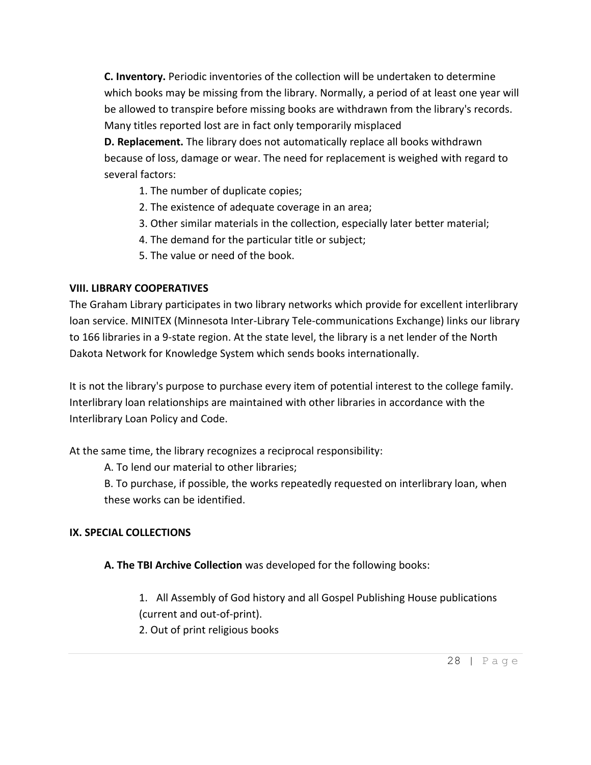**C. Inventory.** Periodic inventories of the collection will be undertaken to determine which books may be missing from the library. Normally, a period of at least one year will be allowed to transpire before missing books are withdrawn from the library's records. Many titles reported lost are in fact only temporarily misplaced

**D. Replacement.** The library does not automatically replace all books withdrawn because of loss, damage or wear. The need for replacement is weighed with regard to several factors:

1. The number of duplicate copies;
2. The existence of adequate coverage in an area;
3. Other similar materials in the collection, especially later better material;
4. The demand for the particular title or subject;
5. The value or need of the book.

**VIII. LIBRARY COOPERATIVES**

The Graham Library participates in two library networks which provide for excellent interlibrary loan service. MINITEX (Minnesota Inter-Library Tele-communications Exchange) links our library to 166 libraries in a 9-state region. At the state level, the library is a net lender of the North Dakota Network for Knowledge System which sends books internationally.

It is not the library's purpose to purchase every item of potential interest to the college family. Interlibrary loan relationships are maintained with other libraries in accordance with the Interlibrary Loan Policy and Code.

At the same time, the library recognizes a reciprocal responsibility:

A. To lend our material to other libraries;

B. To purchase, if possible, the works repeatedly requested on interlibrary loan, when these works can be identified.

**IX. SPECIAL COLLECTIONS**

**A. The TBI Archive Collection** was developed for the following books:

1. All Assembly of God history and all Gospel Publishing House publications (current and out-of-print).
2. Out of print religious books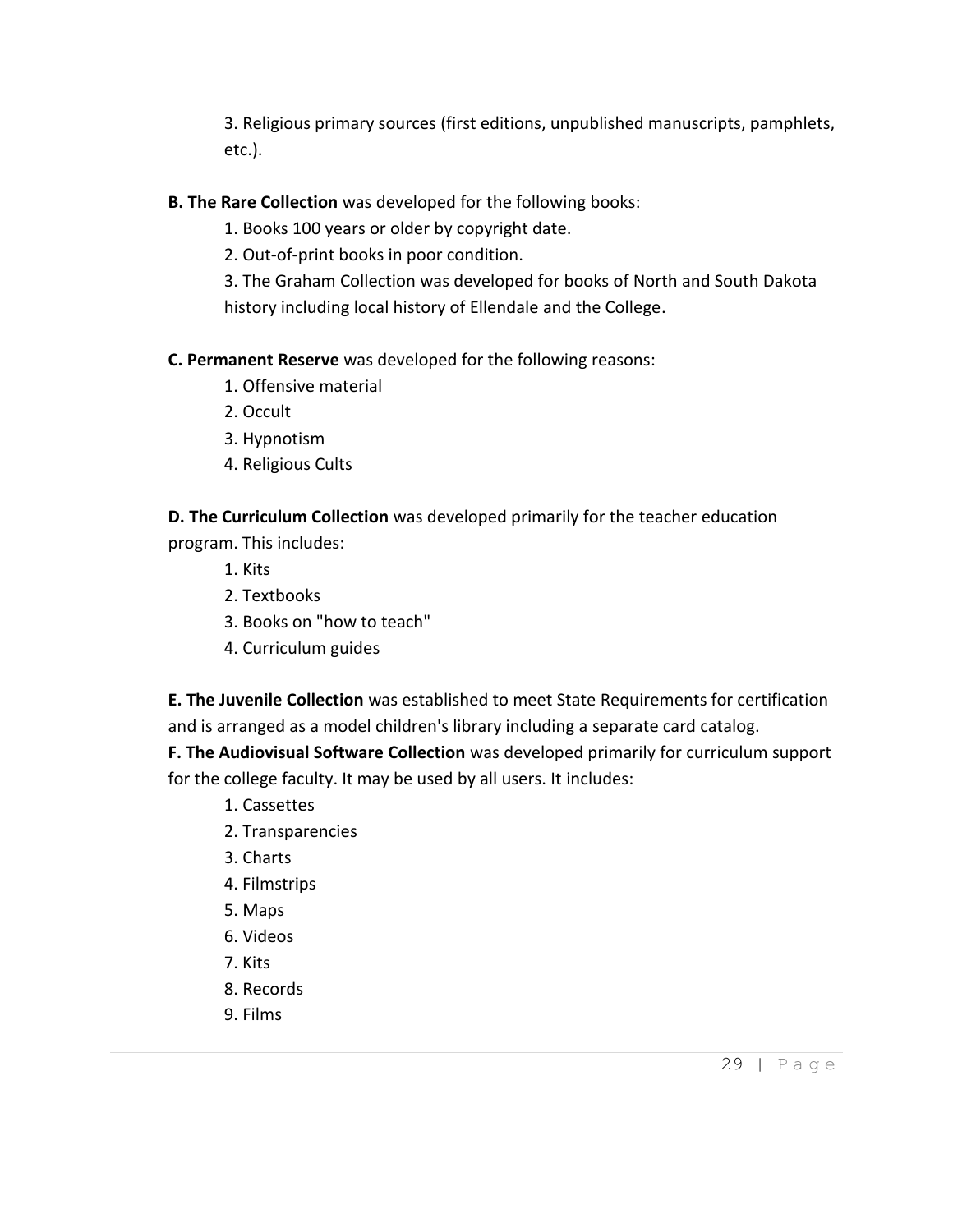3. Religious primary sources (first editions, unpublished manuscripts, pamphlets, etc.).

**B. The Rare Collection** was developed for the following books:

1. Books 100 years or older by copyright date.
2. Out-of-print books in poor condition.
3. The Graham Collection was developed for books of North and South Dakota history including local history of Ellendale and the College.

**C. Permanent Reserve** was developed for the following reasons:

1. Offensive material
2. Occult
3. Hypnotism
4. Religious Cults

**D. The Curriculum Collection** was developed primarily for the teacher education program. This includes:

1. Kits
2. Textbooks
3. Books on "how to teach"
4. Curriculum guides

**E. The Juvenile Collection** was established to meet State Requirements for certification and is arranged as a model children's library including a separate card catalog.

**F. The Audiovisual Software Collection** was developed primarily for curriculum support for the college faculty. It may be used by all users. It includes:

1. Cassettes
2. Transparencies
3. Charts
4. Filmstrips
5. Maps
6. Videos
7. Kits
8. Records
9. Films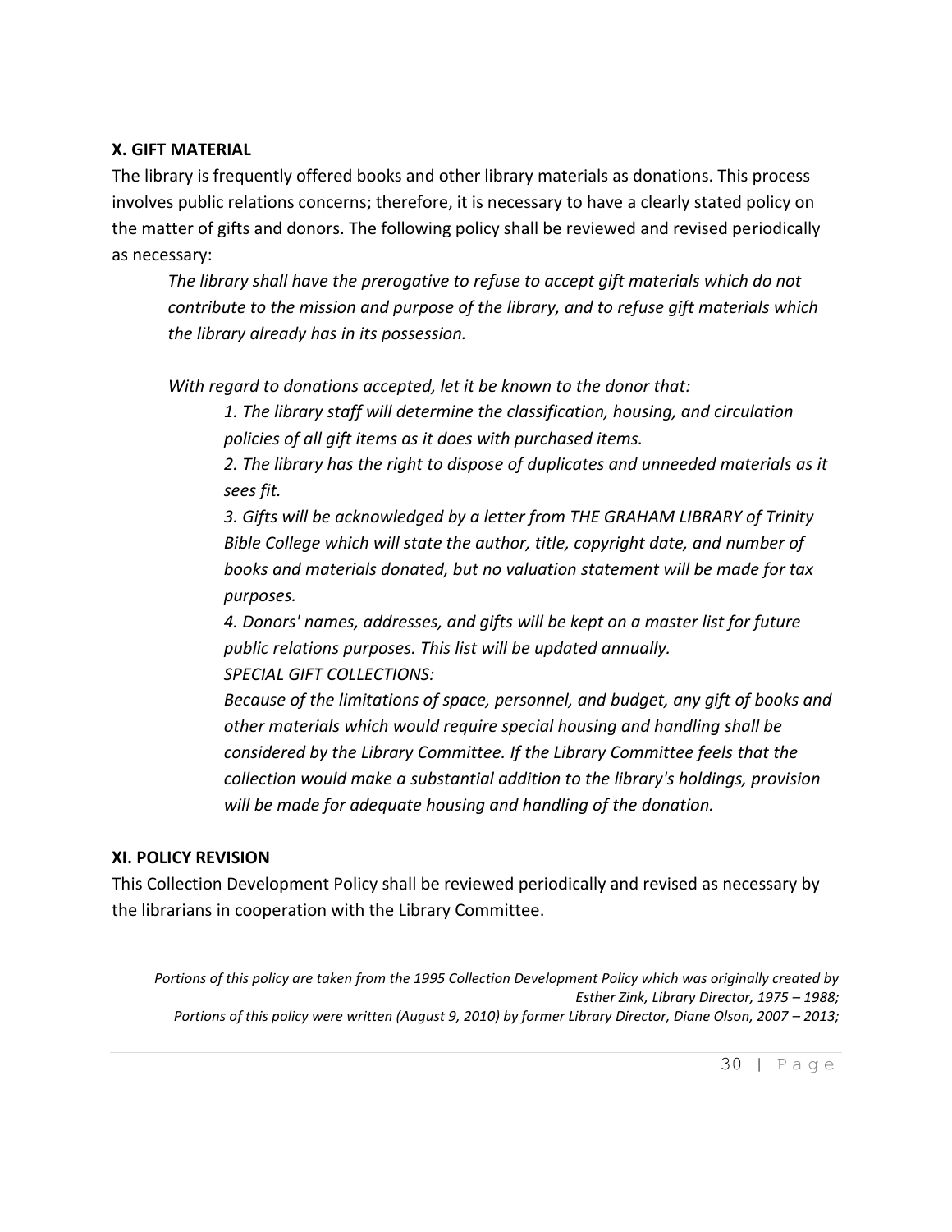## X. GIFT MATERIAL

The library is frequently offered books and other library materials as donations. This process involves public relations concerns; therefore, it is necessary to have a clearly stated policy on the matter of gifts and donors. The following policy shall be reviewed and revised periodically as necessary:

> *The library shall have the prerogative to refuse to accept gift materials which do not contribute to the mission and purpose of the library, and to refuse gift materials which the library already has in its possession.*
>
> *With regard to donations accepted, let it be known to the donor that:*
>
> > *1. The library staff will determine the classification, housing, and circulation policies of all gift items as it does with purchased items.*
> >
> > *2. The library has the right to dispose of duplicates and unneeded materials as it sees fit.*
> >
> > *3. Gifts will be acknowledged by a letter from THE GRAHAM LIBRARY of Trinity Bible College which will state the author, title, copyright date, and number of books and materials donated, but no valuation statement will be made for tax purposes.*
> >
> > *4. Donors' names, addresses, and gifts will be kept on a master list for future public relations purposes. This list will be updated annually.*
> >
> > *SPECIAL GIFT COLLECTIONS:*
> >
> > *Because of the limitations of space, personnel, and budget, any gift of books and other materials which would require special housing and handling shall be considered by the Library Committee. If the Library Committee feels that the collection would make a substantial addition to the library's holdings, provision will be made for adequate housing and handling of the donation.*

## XI. POLICY REVISION

This Collection Development Policy shall be reviewed periodically and revised as necessary by the librarians in cooperation with the Library Committee.

*Portions of this policy are taken from the 1995 Collection Development Policy which was originally created by Esther Zink, Library Director, 1975 – 1988;*
*Portions of this policy were written (August 9, 2010) by former Library Director, Diane Olson, 2007 – 2013;*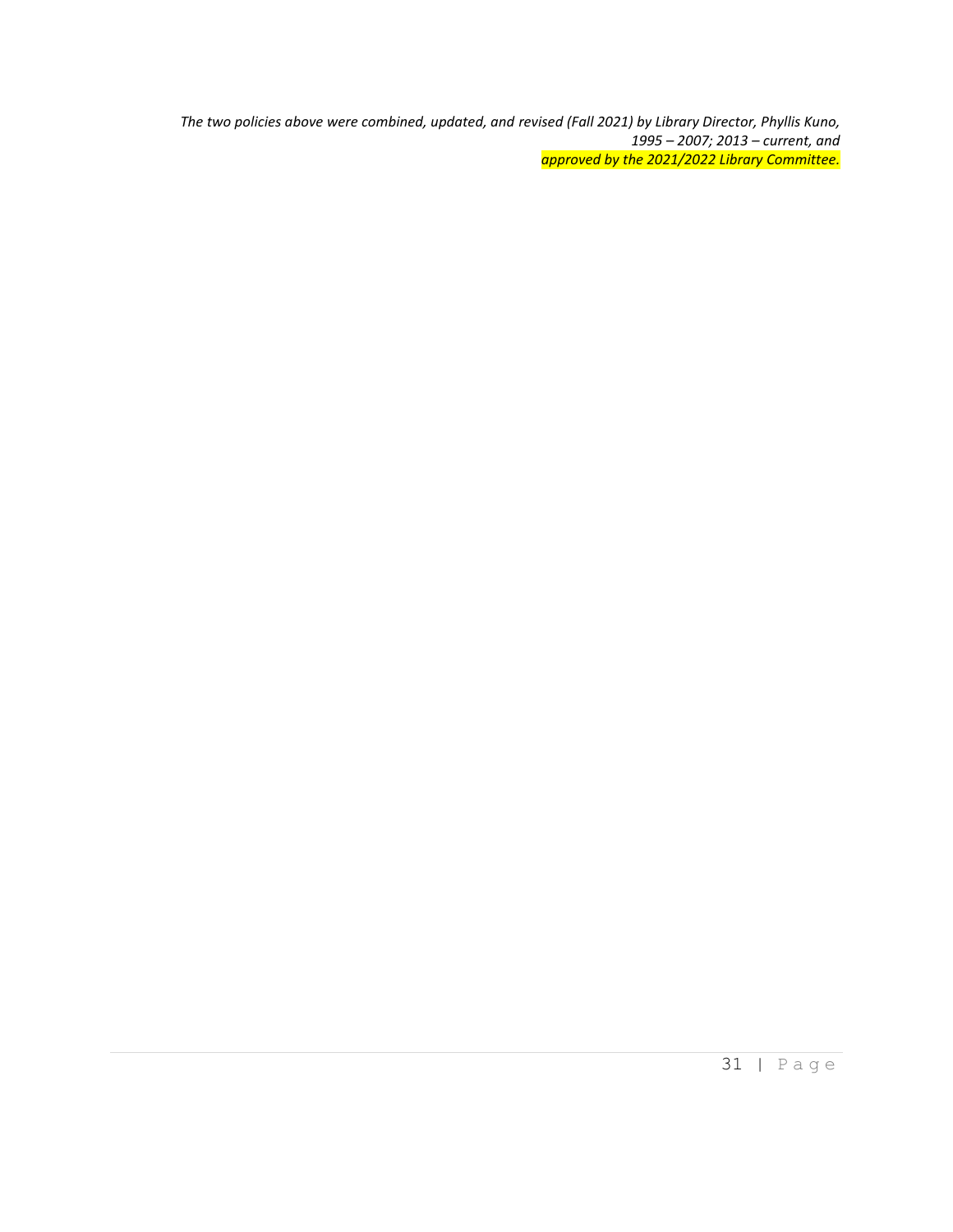*The two policies above were combined, updated, and revised (Fall 2021) by Library Director, Phyllis Kuno, 1995 – 2007; 2013 – current, and approved by the 2021/2022 Library Committee.*